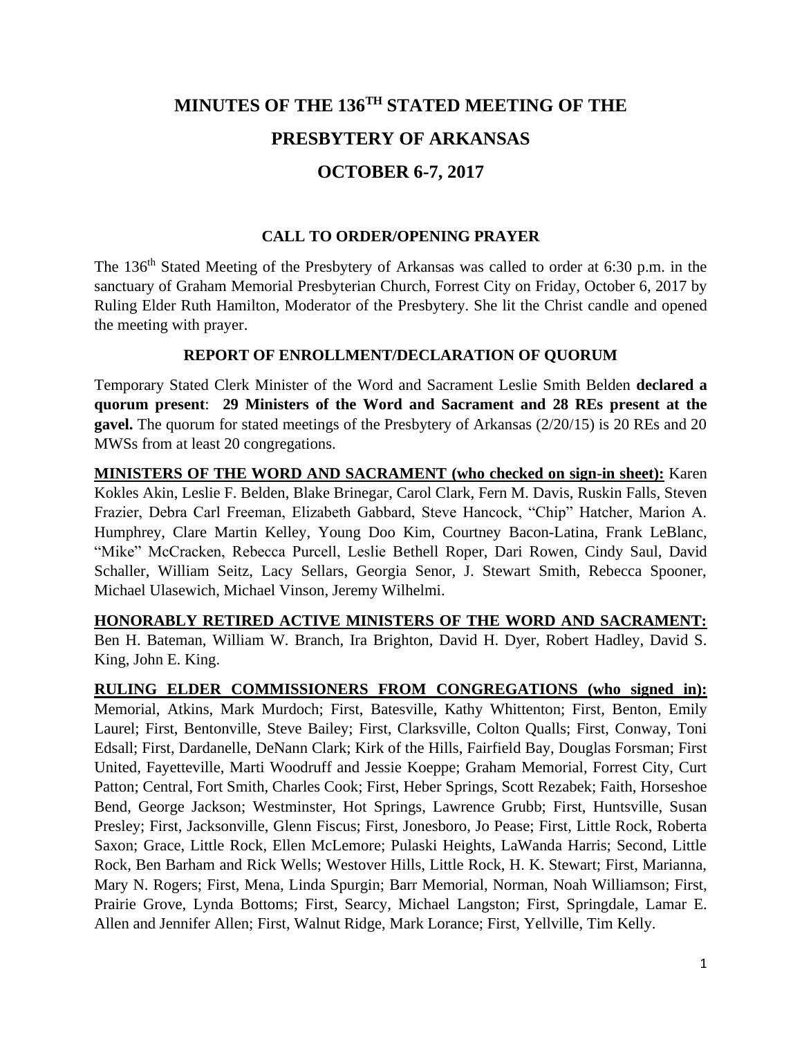# MINUTES OF THE 136TH STATED MEETING OF THE PRESBYTERY OF ARKANSAS

# OCTOBER 6-7, 2017

## CALL TO ORDER/OPENING PRAYER

The 136th Stated Meeting of the Presbytery of Arkansas was called to order at 6:30 p.m. in the sanctuary of Graham Memorial Presbyterian Church, Forrest City on Friday, October 6, 2017 by Ruling Elder Ruth Hamilton, Moderator of the Presbytery. She lit the Christ candle and opened the meeting with prayer.

## REPORT OF ENROLLMENT/DECLARATION OF QUORUM

Temporary Stated Clerk Minister of the Word and Sacrament Leslie Smith Belden **declared a quorum present**: **29 Ministers of the Word and Sacrament and 28 REs present at the gavel.** The quorum for stated meetings of the Presbytery of Arkansas (2/20/15) is 20 REs and 20 MWSs from at least 20 congregations.

**MINISTERS OF THE WORD AND SACRAMENT (who checked on sign-in sheet):** Karen Kokles Akin, Leslie F. Belden, Blake Brinegar, Carol Clark, Fern M. Davis, Ruskin Falls, Steven Frazier, Debra Carl Freeman, Elizabeth Gabbard, Steve Hancock, "Chip" Hatcher, Marion A. Humphrey, Clare Martin Kelley, Young Doo Kim, Courtney Bacon-Latina, Frank LeBlanc, "Mike" McCracken, Rebecca Purcell, Leslie Bethell Roper, Dari Rowen, Cindy Saul, David Schaller, William Seitz, Lacy Sellars, Georgia Senor, J. Stewart Smith, Rebecca Spooner, Michael Ulasewich, Michael Vinson, Jeremy Wilhelmi.

**HONORABLY RETIRED ACTIVE MINISTERS OF THE WORD AND SACRAMENT:** Ben H. Bateman, William W. Branch, Ira Brighton, David H. Dyer, Robert Hadley, David S. King, John E. King.

**RULING ELDER COMMISSIONERS FROM CONGREGATIONS (who signed in):** Memorial, Atkins, Mark Murdoch; First, Batesville, Kathy Whittenton; First, Benton, Emily Laurel; First, Bentonville, Steve Bailey; First, Clarksville, Colton Qualls; First, Conway, Toni Edsall; First, Dardanelle, DeNann Clark; Kirk of the Hills, Fairfield Bay, Douglas Forsman; First United, Fayetteville, Marti Woodruff and Jessie Koeppe; Graham Memorial, Forrest City, Curt Patton; Central, Fort Smith, Charles Cook; First, Heber Springs, Scott Rezabek; Faith, Horseshoe Bend, George Jackson; Westminster, Hot Springs, Lawrence Grubb; First, Huntsville, Susan Presley; First, Jacksonville, Glenn Fiscus; First, Jonesboro, Jo Pease; First, Little Rock, Roberta Saxon; Grace, Little Rock, Ellen McLemore; Pulaski Heights, LaWanda Harris; Second, Little Rock, Ben Barham and Rick Wells; Westover Hills, Little Rock, H. K. Stewart; First, Marianna, Mary N. Rogers; First, Mena, Linda Spurgin; Barr Memorial, Norman, Noah Williamson; First, Prairie Grove, Lynda Bottoms; First, Searcy, Michael Langston; First, Springdale, Lamar E. Allen and Jennifer Allen; First, Walnut Ridge, Mark Lorance; First, Yellville, Tim Kelly.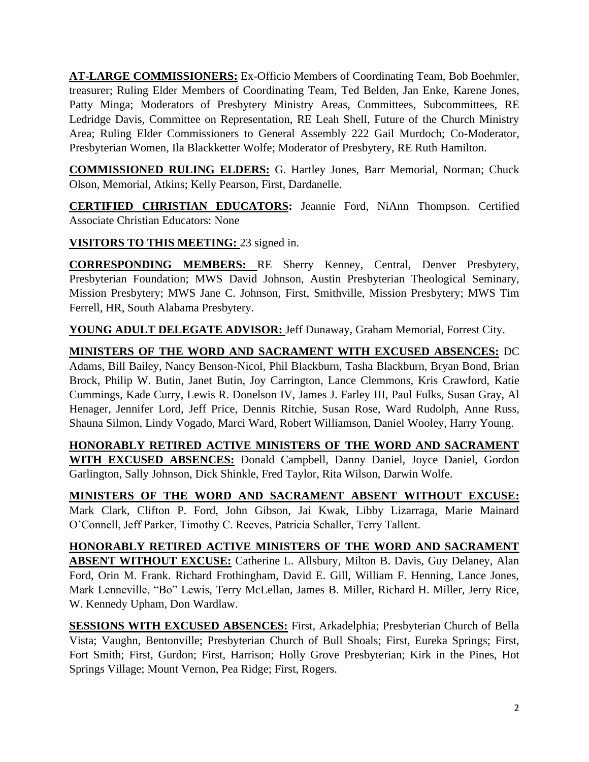**AT-LARGE COMMISSIONERS:** Ex-Officio Members of Coordinating Team, Bob Boehmler, treasurer; Ruling Elder Members of Coordinating Team, Ted Belden, Jan Enke, Karene Jones, Patty Minga; Moderators of Presbytery Ministry Areas, Committees, Subcommittees, RE Ledridge Davis, Committee on Representation, RE Leah Shell, Future of the Church Ministry Area; Ruling Elder Commissioners to General Assembly 222 Gail Murdoch; Co-Moderator, Presbyterian Women, Ila Blackketter Wolfe; Moderator of Presbytery, RE Ruth Hamilton.

**COMMISSIONED RULING ELDERS:** G. Hartley Jones, Barr Memorial, Norman; Chuck Olson, Memorial, Atkins; Kelly Pearson, First, Dardanelle.

**CERTIFIED CHRISTIAN EDUCATORS:** Jeannie Ford, NiAnn Thompson. Certified Associate Christian Educators: None

**VISITORS TO THIS MEETING:** 23 signed in.

**CORRESPONDING MEMBERS:** RE Sherry Kenney, Central, Denver Presbytery, Presbyterian Foundation; MWS David Johnson, Austin Presbyterian Theological Seminary, Mission Presbytery; MWS Jane C. Johnson, First, Smithville, Mission Presbytery; MWS Tim Ferrell, HR, South Alabama Presbytery.

**YOUNG ADULT DELEGATE ADVISOR:** Jeff Dunaway, Graham Memorial, Forrest City.

**MINISTERS OF THE WORD AND SACRAMENT WITH EXCUSED ABSENCES:** DC Adams, Bill Bailey, Nancy Benson-Nicol, Phil Blackburn, Tasha Blackburn, Bryan Bond, Brian Brock, Philip W. Butin, Janet Butin, Joy Carrington, Lance Clemmons, Kris Crawford, Katie Cummings, Kade Curry, Lewis R. Donelson IV, James J. Farley III, Paul Fulks, Susan Gray, Al Henager, Jennifer Lord, Jeff Price, Dennis Ritchie, Susan Rose, Ward Rudolph, Anne Russ, Shauna Silmon, Lindy Vogado, Marci Ward, Robert Williamson, Daniel Wooley, Harry Young.

**HONORABLY RETIRED ACTIVE MINISTERS OF THE WORD AND SACRAMENT WITH EXCUSED ABSENCES:** Donald Campbell, Danny Daniel, Joyce Daniel, Gordon Garlington, Sally Johnson, Dick Shinkle, Fred Taylor, Rita Wilson, Darwin Wolfe.

**MINISTERS OF THE WORD AND SACRAMENT ABSENT WITHOUT EXCUSE:** Mark Clark, Clifton P. Ford, John Gibson, Jai Kwak, Libby Lizarraga, Marie Mainard O'Connell, Jeff Parker, Timothy C. Reeves, Patricia Schaller, Terry Tallent.

**HONORABLY RETIRED ACTIVE MINISTERS OF THE WORD AND SACRAMENT ABSENT WITHOUT EXCUSE:** Catherine L. Allsbury, Milton B. Davis, Guy Delaney, Alan Ford, Orin M. Frank. Richard Frothingham, David E. Gill, William F. Henning, Lance Jones, Mark Lenneville, "Bo" Lewis, Terry McLellan, James B. Miller, Richard H. Miller, Jerry Rice, W. Kennedy Upham, Don Wardlaw.

**SESSIONS WITH EXCUSED ABSENCES:** First, Arkadelphia; Presbyterian Church of Bella Vista; Vaughn, Bentonville; Presbyterian Church of Bull Shoals; First, Eureka Springs; First, Fort Smith; First, Gurdon; First, Harrison; Holly Grove Presbyterian; Kirk in the Pines, Hot Springs Village; Mount Vernon, Pea Ridge; First, Rogers.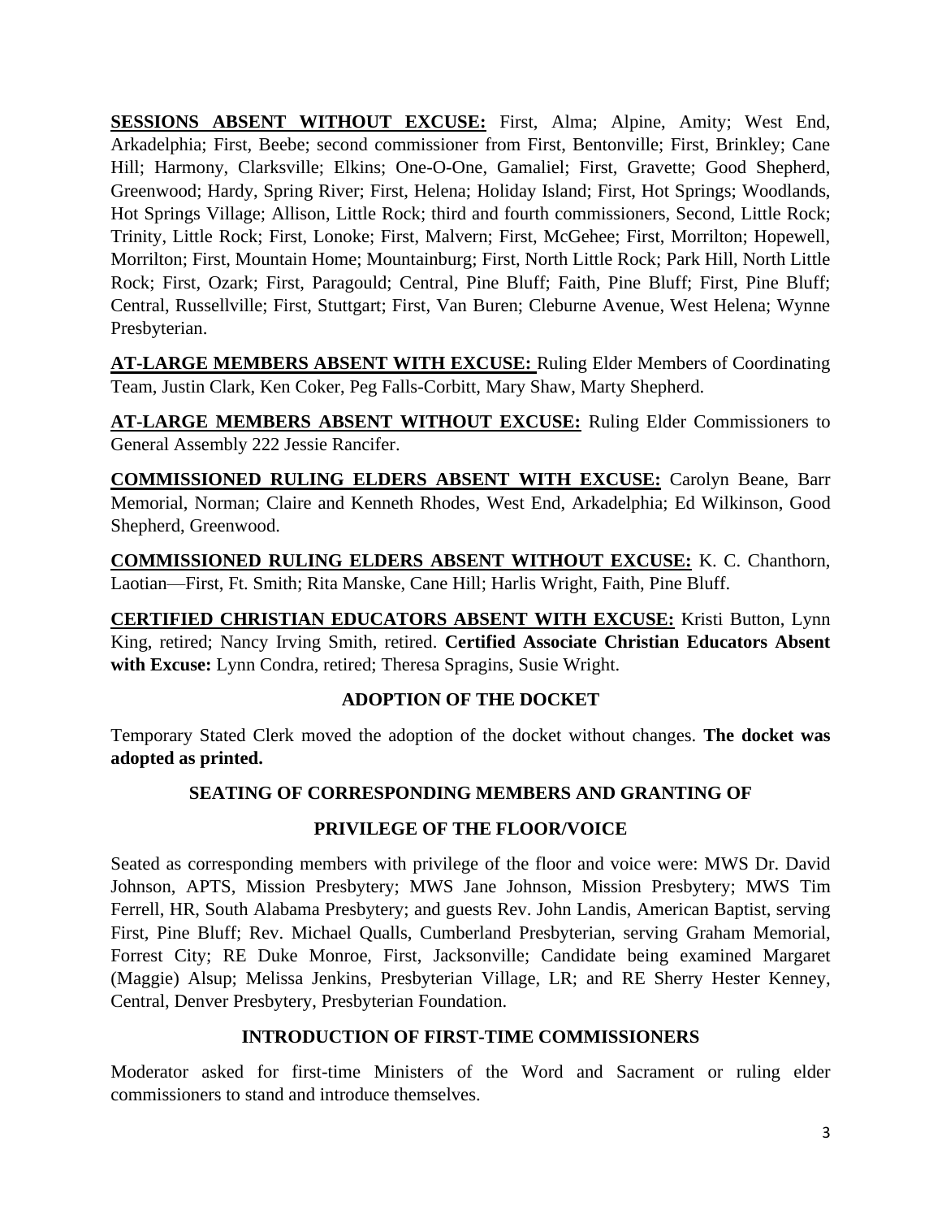**SESSIONS ABSENT WITHOUT EXCUSE:** First, Alma; Alpine, Amity; West End, Arkadelphia; First, Beebe; second commissioner from First, Bentonville; First, Brinkley; Cane Hill; Harmony, Clarksville; Elkins; One-O-One, Gamaliel; First, Gravette; Good Shepherd, Greenwood; Hardy, Spring River; First, Helena; Holiday Island; First, Hot Springs; Woodlands, Hot Springs Village; Allison, Little Rock; third and fourth commissioners, Second, Little Rock; Trinity, Little Rock; First, Lonoke; First, Malvern; First, McGehee; First, Morrilton; Hopewell, Morrilton; First, Mountain Home; Mountainburg; First, North Little Rock; Park Hill, North Little Rock; First, Ozark; First, Paragould; Central, Pine Bluff; Faith, Pine Bluff; First, Pine Bluff; Central, Russellville; First, Stuttgart; First, Van Buren; Cleburne Avenue, West Helena; Wynne Presbyterian.

**AT-LARGE MEMBERS ABSENT WITH EXCUSE:** Ruling Elder Members of Coordinating Team, Justin Clark, Ken Coker, Peg Falls-Corbitt, Mary Shaw, Marty Shepherd.

**AT-LARGE MEMBERS ABSENT WITHOUT EXCUSE:** Ruling Elder Commissioners to General Assembly 222 Jessie Rancifer.

**COMMISSIONED RULING ELDERS ABSENT WITH EXCUSE:** Carolyn Beane, Barr Memorial, Norman; Claire and Kenneth Rhodes, West End, Arkadelphia; Ed Wilkinson, Good Shepherd, Greenwood.

**COMMISSIONED RULING ELDERS ABSENT WITHOUT EXCUSE:** K. C. Chanthorn, Laotian—First, Ft. Smith; Rita Manske, Cane Hill; Harlis Wright, Faith, Pine Bluff.

**CERTIFIED CHRISTIAN EDUCATORS ABSENT WITH EXCUSE:** Kristi Button, Lynn King, retired; Nancy Irving Smith, retired. **Certified Associate Christian Educators Absent with Excuse:** Lynn Condra, retired; Theresa Spragins, Susie Wright.

## ADOPTION OF THE DOCKET

Temporary Stated Clerk moved the adoption of the docket without changes. **The docket was adopted as printed.**

## SEATING OF CORRESPONDING MEMBERS AND GRANTING OF PRIVILEGE OF THE FLOOR/VOICE

Seated as corresponding members with privilege of the floor and voice were: MWS Dr. David Johnson, APTS, Mission Presbytery; MWS Jane Johnson, Mission Presbytery; MWS Tim Ferrell, HR, South Alabama Presbytery; and guests Rev. John Landis, American Baptist, serving First, Pine Bluff; Rev. Michael Qualls, Cumberland Presbyterian, serving Graham Memorial, Forrest City; RE Duke Monroe, First, Jacksonville; Candidate being examined Margaret (Maggie) Alsup; Melissa Jenkins, Presbyterian Village, LR; and RE Sherry Hester Kenney, Central, Denver Presbytery, Presbyterian Foundation.

## INTRODUCTION OF FIRST-TIME COMMISSIONERS

Moderator asked for first-time Ministers of the Word and Sacrament or ruling elder commissioners to stand and introduce themselves.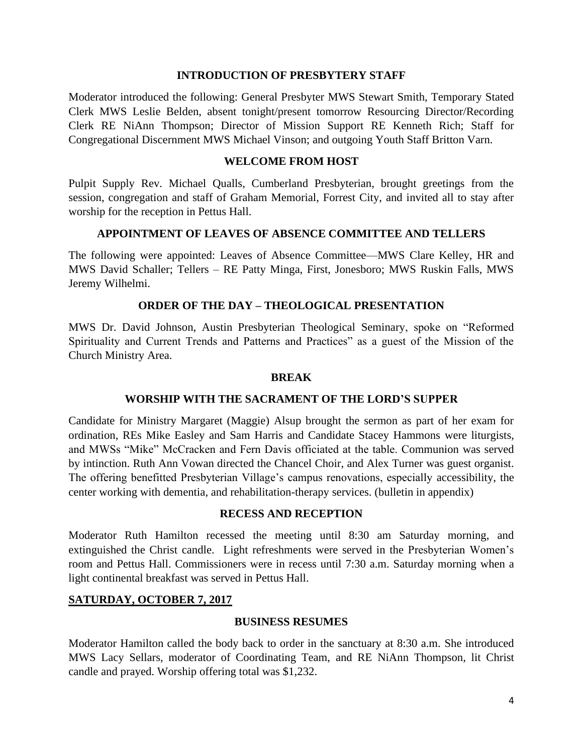## INTRODUCTION OF PRESBYTERY STAFF

Moderator introduced the following: General Presbyter MWS Stewart Smith, Temporary Stated Clerk MWS Leslie Belden, absent tonight/present tomorrow Resourcing Director/Recording Clerk RE NiAnn Thompson; Director of Mission Support RE Kenneth Rich; Staff for Congregational Discernment MWS Michael Vinson; and outgoing Youth Staff Britton Varn.

## WELCOME FROM HOST

Pulpit Supply Rev. Michael Qualls, Cumberland Presbyterian, brought greetings from the session, congregation and staff of Graham Memorial, Forrest City, and invited all to stay after worship for the reception in Pettus Hall.

## APPOINTMENT OF LEAVES OF ABSENCE COMMITTEE AND TELLERS

The following were appointed: Leaves of Absence Committee—MWS Clare Kelley, HR and MWS David Schaller; Tellers – RE Patty Minga, First, Jonesboro; MWS Ruskin Falls, MWS Jeremy Wilhelmi.

## ORDER OF THE DAY – THEOLOGICAL PRESENTATION

MWS Dr. David Johnson, Austin Presbyterian Theological Seminary, spoke on "Reformed Spirituality and Current Trends and Patterns and Practices" as a guest of the Mission of the Church Ministry Area.

## BREAK

## WORSHIP WITH THE SACRAMENT OF THE LORD'S SUPPER

Candidate for Ministry Margaret (Maggie) Alsup brought the sermon as part of her exam for ordination, REs Mike Easley and Sam Harris and Candidate Stacey Hammons were liturgists, and MWSs "Mike" McCracken and Fern Davis officiated at the table. Communion was served by intinction. Ruth Ann Vowan directed the Chancel Choir, and Alex Turner was guest organist. The offering benefitted Presbyterian Village's campus renovations, especially accessibility, the center working with dementia, and rehabilitation-therapy services. (bulletin in appendix)

## RECESS AND RECEPTION

Moderator Ruth Hamilton recessed the meeting until 8:30 am Saturday morning, and extinguished the Christ candle. Light refreshments were served in the Presbyterian Women's room and Pettus Hall. Commissioners were in recess until 7:30 a.m. Saturday morning when a light continental breakfast was served in Pettus Hall.

## SATURDAY, OCTOBER 7, 2017

## BUSINESS RESUMES

Moderator Hamilton called the body back to order in the sanctuary at 8:30 a.m. She introduced MWS Lacy Sellars, moderator of Coordinating Team, and RE NiAnn Thompson, lit Christ candle and prayed. Worship offering total was $1,232.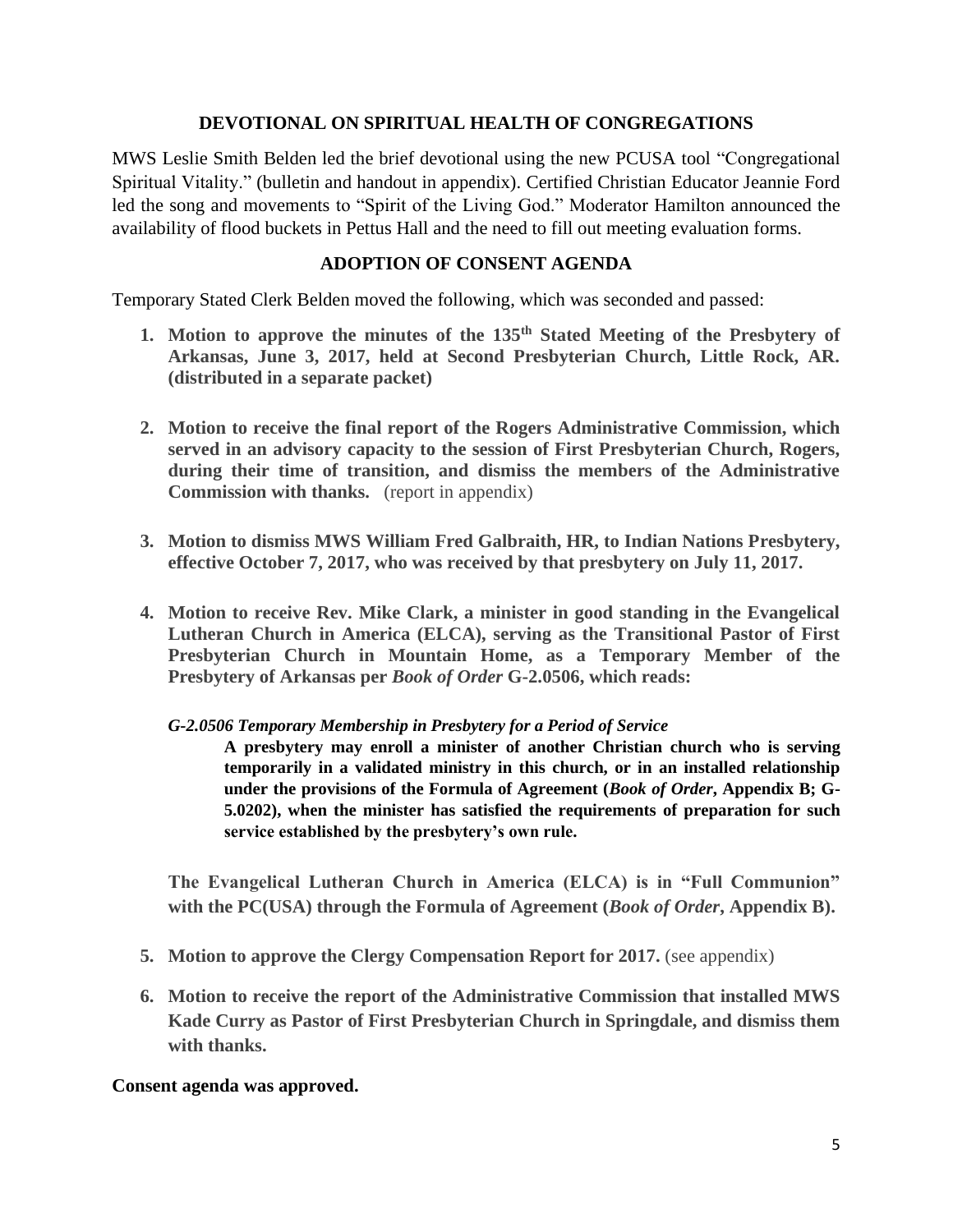## DEVOTIONAL ON SPIRITUAL HEALTH OF CONGREGATIONS

MWS Leslie Smith Belden led the brief devotional using the new PCUSA tool "Congregational Spiritual Vitality." (bulletin and handout in appendix). Certified Christian Educator Jeannie Ford led the song and movements to "Spirit of the Living God." Moderator Hamilton announced the availability of flood buckets in Pettus Hall and the need to fill out meeting evaluation forms.

## ADOPTION OF CONSENT AGENDA

Temporary Stated Clerk Belden moved the following, which was seconded and passed:

1. **Motion to approve the minutes of the 135th Stated Meeting of the Presbytery of Arkansas, June 3, 2017, held at Second Presbyterian Church, Little Rock, AR. (distributed in a separate packet)**

2. **Motion to receive the final report of the Rogers Administrative Commission, which served in an advisory capacity to the session of First Presbyterian Church, Rogers, during their time of transition, and dismiss the members of the Administrative Commission with thanks.** (report in appendix)

3. **Motion to dismiss MWS William Fred Galbraith, HR, to Indian Nations Presbytery, effective October 7, 2017, who was received by that presbytery on July 11, 2017.**

4. **Motion to receive Rev. Mike Clark, a minister in good standing in the Evangelical Lutheran Church in America (ELCA), serving as the Transitional Pastor of First Presbyterian Church in Mountain Home, as a Temporary Member of the Presbytery of Arkansas per *Book of Order* G-2.0506, which reads:**

   ***G-2.0506 Temporary Membership in Presbytery for a Period of Service***

   > **A presbytery may enroll a minister of another Christian church who is serving temporarily in a validated ministry in this church, or in an installed relationship under the provisions of the Formula of Agreement (*Book of Order*, Appendix B; G-5.0202), when the minister has satisfied the requirements of preparation for such service established by the presbytery's own rule.**

   **The Evangelical Lutheran Church in America (ELCA) is in "Full Communion" with the PC(USA) through the Formula of Agreement (*Book of Order*, Appendix B).**

5. **Motion to approve the Clergy Compensation Report for 2017.** (see appendix)

6. **Motion to receive the report of the Administrative Commission that installed MWS Kade Curry as Pastor of First Presbyterian Church in Springdale, and dismiss them with thanks.**

**Consent agenda was approved.**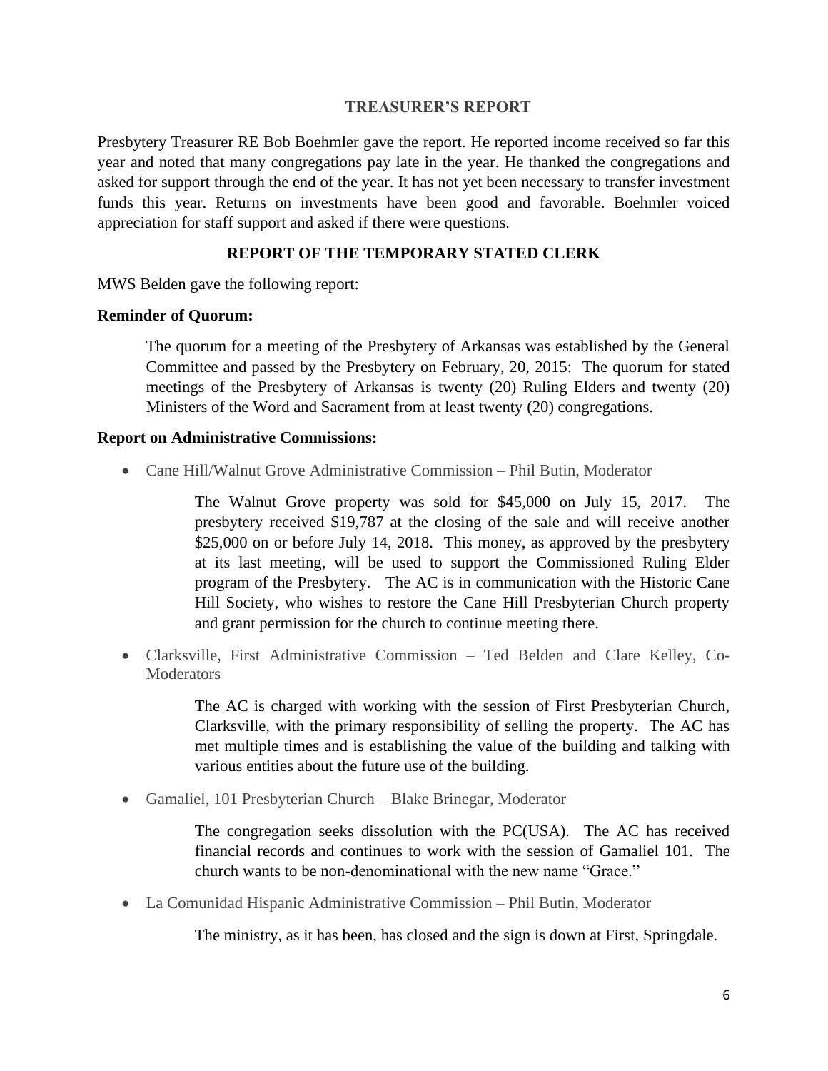## TREASURER'S REPORT

Presbytery Treasurer RE Bob Boehmler gave the report. He reported income received so far this year and noted that many congregations pay late in the year. He thanked the congregations and asked for support through the end of the year. It has not yet been necessary to transfer investment funds this year. Returns on investments have been good and favorable. Boehmler voiced appreciation for staff support and asked if there were questions.

## REPORT OF THE TEMPORARY STATED CLERK

MWS Belden gave the following report:

**Reminder of Quorum:**

> The quorum for a meeting of the Presbytery of Arkansas was established by the General Committee and passed by the Presbytery on February, 20, 2015: The quorum for stated meetings of the Presbytery of Arkansas is twenty (20) Ruling Elders and twenty (20) Ministers of the Word and Sacrament from at least twenty (20) congregations.

**Report on Administrative Commissions:**

- Cane Hill/Walnut Grove Administrative Commission – Phil Butin, Moderator

  The Walnut Grove property was sold for $45,000 on July 15, 2017. The presbytery received $19,787 at the closing of the sale and will receive another $25,000 on or before July 14, 2018. This money, as approved by the presbytery at its last meeting, will be used to support the Commissioned Ruling Elder program of the Presbytery. The AC is in communication with the Historic Cane Hill Society, who wishes to restore the Cane Hill Presbyterian Church property and grant permission for the church to continue meeting there.

- Clarksville, First Administrative Commission – Ted Belden and Clare Kelley, Co-Moderators

  The AC is charged with working with the session of First Presbyterian Church, Clarksville, with the primary responsibility of selling the property. The AC has met multiple times and is establishing the value of the building and talking with various entities about the future use of the building.

- Gamaliel, 101 Presbyterian Church – Blake Brinegar, Moderator

  The congregation seeks dissolution with the PC(USA). The AC has received financial records and continues to work with the session of Gamaliel 101. The church wants to be non-denominational with the new name "Grace."

- La Comunidad Hispanic Administrative Commission – Phil Butin, Moderator

  The ministry, as it has been, has closed and the sign is down at First, Springdale.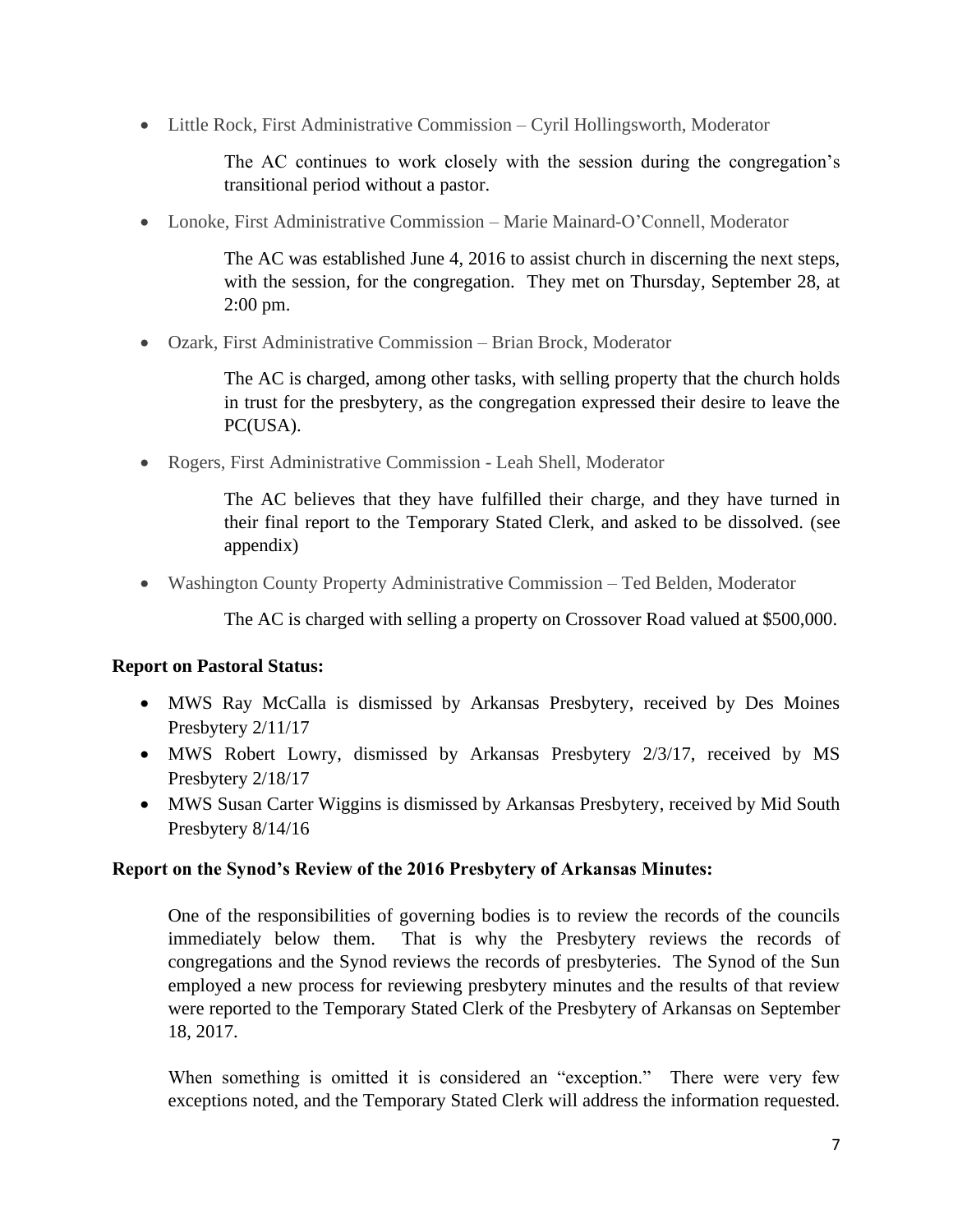- Little Rock, First Administrative Commission – Cyril Hollingsworth, Moderator

  The AC continues to work closely with the session during the congregation's transitional period without a pastor.

- Lonoke, First Administrative Commission – Marie Mainard-O'Connell, Moderator

  The AC was established June 4, 2016 to assist church in discerning the next steps, with the session, for the congregation. They met on Thursday, September 28, at 2:00 pm.

- Ozark, First Administrative Commission – Brian Brock, Moderator

  The AC is charged, among other tasks, with selling property that the church holds in trust for the presbytery, as the congregation expressed their desire to leave the PC(USA).

- Rogers, First Administrative Commission - Leah Shell, Moderator

  The AC believes that they have fulfilled their charge, and they have turned in their final report to the Temporary Stated Clerk, and asked to be dissolved. (see appendix)

- Washington County Property Administrative Commission – Ted Belden, Moderator

  The AC is charged with selling a property on Crossover Road valued at $500,000.

**Report on Pastoral Status:**

- MWS Ray McCalla is dismissed by Arkansas Presbytery, received by Des Moines Presbytery 2/11/17
- MWS Robert Lowry, dismissed by Arkansas Presbytery 2/3/17, received by MS Presbytery 2/18/17
- MWS Susan Carter Wiggins is dismissed by Arkansas Presbytery, received by Mid South Presbytery 8/14/16

**Report on the Synod's Review of the 2016 Presbytery of Arkansas Minutes:**

One of the responsibilities of governing bodies is to review the records of the councils immediately below them. That is why the Presbytery reviews the records of congregations and the Synod reviews the records of presbyteries. The Synod of the Sun employed a new process for reviewing presbytery minutes and the results of that review were reported to the Temporary Stated Clerk of the Presbytery of Arkansas on September 18, 2017.

When something is omitted it is considered an "exception." There were very few exceptions noted, and the Temporary Stated Clerk will address the information requested.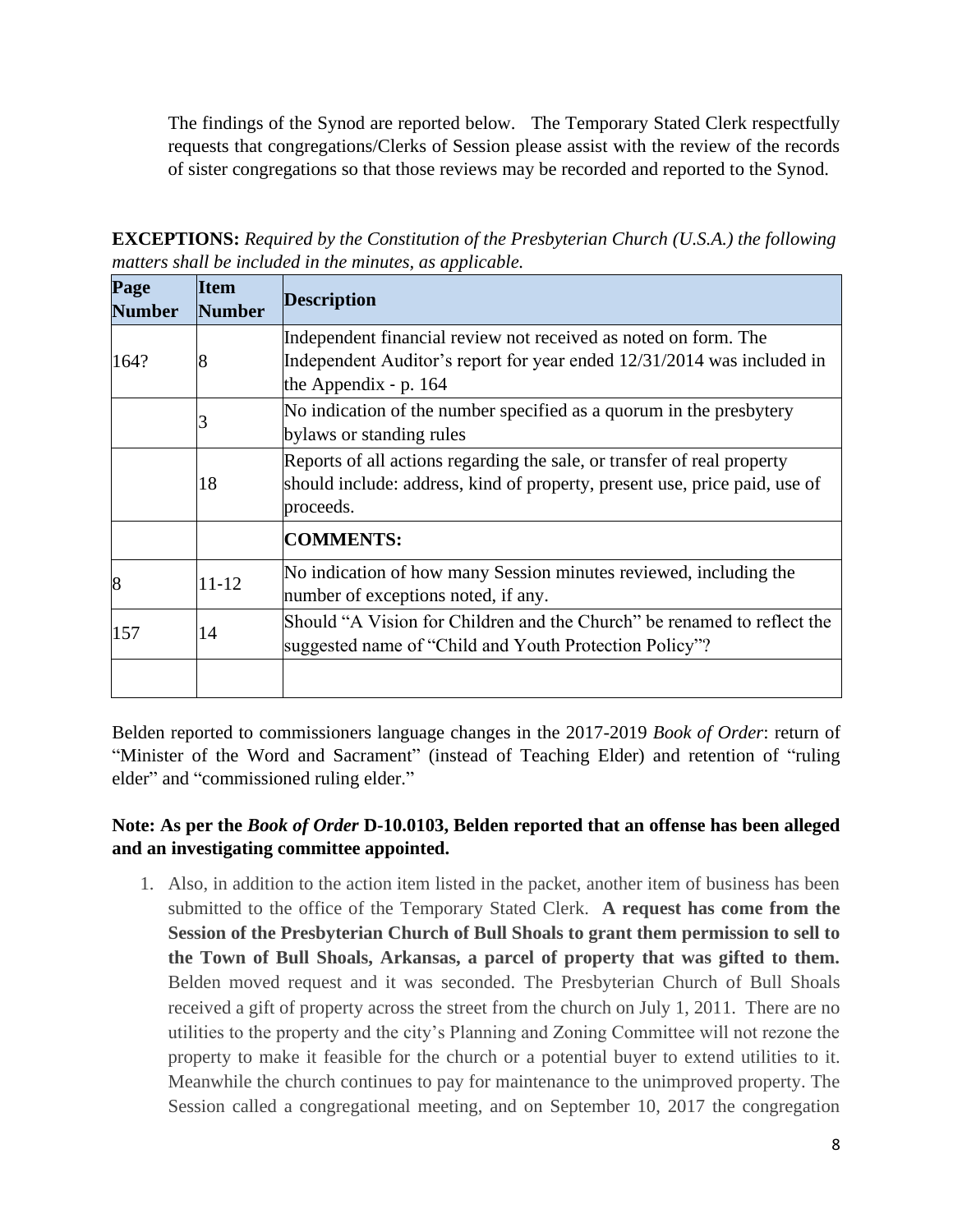The findings of the Synod are reported below. The Temporary Stated Clerk respectfully requests that congregations/Clerks of Session please assist with the review of the records of sister congregations so that those reviews may be recorded and reported to the Synod.

**EXCEPTIONS:** *Required by the Constitution of the Presbyterian Church (U.S.A.) the following matters shall be included in the minutes, as applicable.*

| Page Number | Item Number | Description |
|---|---|---|
| 164? | 8 | Independent financial review not received as noted on form. The Independent Auditor's report for year ended 12/31/2014 was included in the Appendix - p. 164 |
| | 3 | No indication of the number specified as a quorum in the presbytery bylaws or standing rules |
| | 18 | Reports of all actions regarding the sale, or transfer of real property should include: address, kind of property, present use, price paid, use of proceeds. |
| | | **COMMENTS:** |
| 8 | 11-12 | No indication of how many Session minutes reviewed, including the number of exceptions noted, if any. |
| 157 | 14 | Should "A Vision for Children and the Church" be renamed to reflect the suggested name of "Child and Youth Protection Policy"? |
| | | |

Belden reported to commissioners language changes in the 2017-2019 *Book of Order*: return of "Minister of the Word and Sacrament" (instead of Teaching Elder) and retention of "ruling elder" and "commissioned ruling elder."

**Note: As per the *Book of Order* D-10.0103, Belden reported that an offense has been alleged and an investigating committee appointed.**

1. Also, in addition to the action item listed in the packet, another item of business has been submitted to the office of the Temporary Stated Clerk. **A request has come from the Session of the Presbyterian Church of Bull Shoals to grant them permission to sell to the Town of Bull Shoals, Arkansas, a parcel of property that was gifted to them.** Belden moved request and it was seconded. The Presbyterian Church of Bull Shoals received a gift of property across the street from the church on July 1, 2011. There are no utilities to the property and the city's Planning and Zoning Committee will not rezone the property to make it feasible for the church or a potential buyer to extend utilities to it. Meanwhile the church continues to pay for maintenance to the unimproved property. The Session called a congregational meeting, and on September 10, 2017 the congregation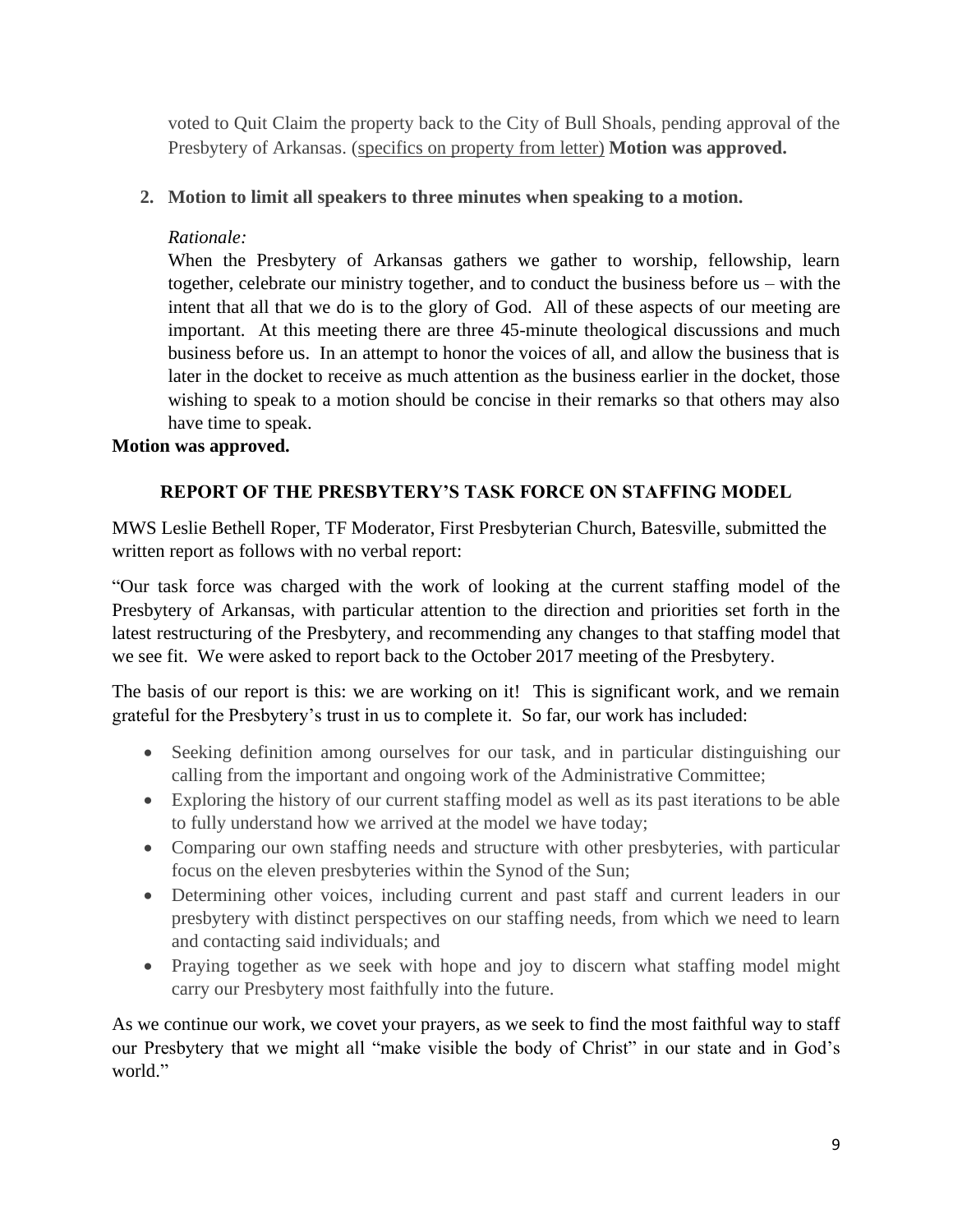voted to Quit Claim the property back to the City of Bull Shoals, pending approval of the Presbytery of Arkansas. (specifics on property from letter) **Motion was approved.**

2. **Motion to limit all speakers to three minutes when speaking to a motion.**

   *Rationale:*
   When the Presbytery of Arkansas gathers we gather to worship, fellowship, learn together, celebrate our ministry together, and to conduct the business before us – with the intent that all that we do is to the glory of God. All of these aspects of our meeting are important. At this meeting there are three 45-minute theological discussions and much business before us. In an attempt to honor the voices of all, and allow the business that is later in the docket to receive as much attention as the business earlier in the docket, those wishing to speak to a motion should be concise in their remarks so that others may also have time to speak.

**Motion was approved.**

## REPORT OF THE PRESBYTERY'S TASK FORCE ON STAFFING MODEL

MWS Leslie Bethell Roper, TF Moderator, First Presbyterian Church, Batesville, submitted the written report as follows with no verbal report:

"Our task force was charged with the work of looking at the current staffing model of the Presbytery of Arkansas, with particular attention to the direction and priorities set forth in the latest restructuring of the Presbytery, and recommending any changes to that staffing model that we see fit. We were asked to report back to the October 2017 meeting of the Presbytery.

The basis of our report is this: we are working on it! This is significant work, and we remain grateful for the Presbytery's trust in us to complete it. So far, our work has included:

- Seeking definition among ourselves for our task, and in particular distinguishing our calling from the important and ongoing work of the Administrative Committee;
- Exploring the history of our current staffing model as well as its past iterations to be able to fully understand how we arrived at the model we have today;
- Comparing our own staffing needs and structure with other presbyteries, with particular focus on the eleven presbyteries within the Synod of the Sun;
- Determining other voices, including current and past staff and current leaders in our presbytery with distinct perspectives on our staffing needs, from which we need to learn and contacting said individuals; and
- Praying together as we seek with hope and joy to discern what staffing model might carry our Presbytery most faithfully into the future.

As we continue our work, we covet your prayers, as we seek to find the most faithful way to staff our Presbytery that we might all "make visible the body of Christ" in our state and in God's world."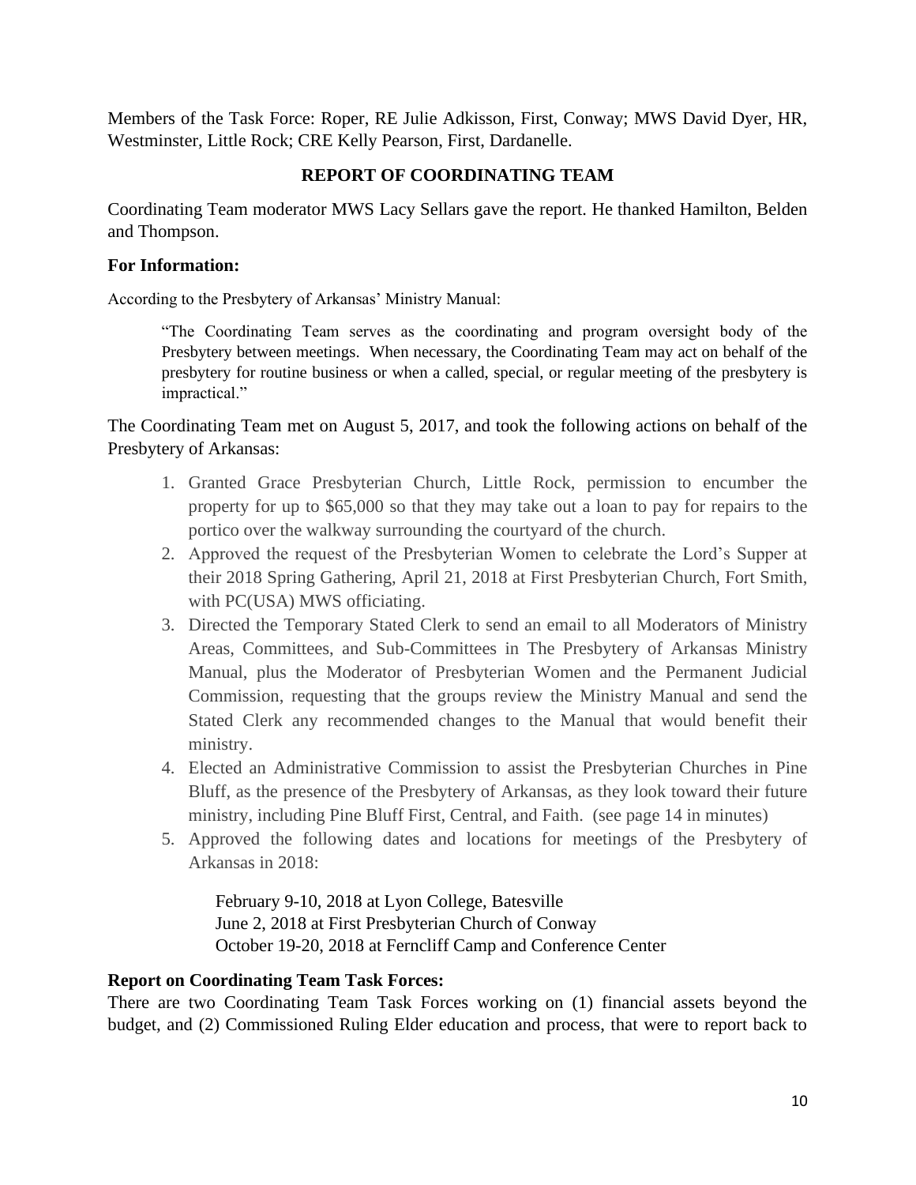Members of the Task Force: Roper, RE Julie Adkisson, First, Conway; MWS David Dyer, HR, Westminster, Little Rock; CRE Kelly Pearson, First, Dardanelle.

## REPORT OF COORDINATING TEAM

Coordinating Team moderator MWS Lacy Sellars gave the report. He thanked Hamilton, Belden and Thompson.

**For Information:**

According to the Presbytery of Arkansas' Ministry Manual:

> "The Coordinating Team serves as the coordinating and program oversight body of the Presbytery between meetings. When necessary, the Coordinating Team may act on behalf of the presbytery for routine business or when a called, special, or regular meeting of the presbytery is impractical."

The Coordinating Team met on August 5, 2017, and took the following actions on behalf of the Presbytery of Arkansas:

1. Granted Grace Presbyterian Church, Little Rock, permission to encumber the property for up to $65,000 so that they may take out a loan to pay for repairs to the portico over the walkway surrounding the courtyard of the church.
2. Approved the request of the Presbyterian Women to celebrate the Lord's Supper at their 2018 Spring Gathering, April 21, 2018 at First Presbyterian Church, Fort Smith, with PC(USA) MWS officiating.
3. Directed the Temporary Stated Clerk to send an email to all Moderators of Ministry Areas, Committees, and Sub-Committees in The Presbytery of Arkansas Ministry Manual, plus the Moderator of Presbyterian Women and the Permanent Judicial Commission, requesting that the groups review the Ministry Manual and send the Stated Clerk any recommended changes to the Manual that would benefit their ministry.
4. Elected an Administrative Commission to assist the Presbyterian Churches in Pine Bluff, as the presence of the Presbytery of Arkansas, as they look toward their future ministry, including Pine Bluff First, Central, and Faith. (see page 14 in minutes)
5. Approved the following dates and locations for meetings of the Presbytery of Arkansas in 2018:

   February 9-10, 2018 at Lyon College, Batesville
   June 2, 2018 at First Presbyterian Church of Conway
   October 19-20, 2018 at Ferncliff Camp and Conference Center

**Report on Coordinating Team Task Forces:**
There are two Coordinating Team Task Forces working on (1) financial assets beyond the budget, and (2) Commissioned Ruling Elder education and process, that were to report back to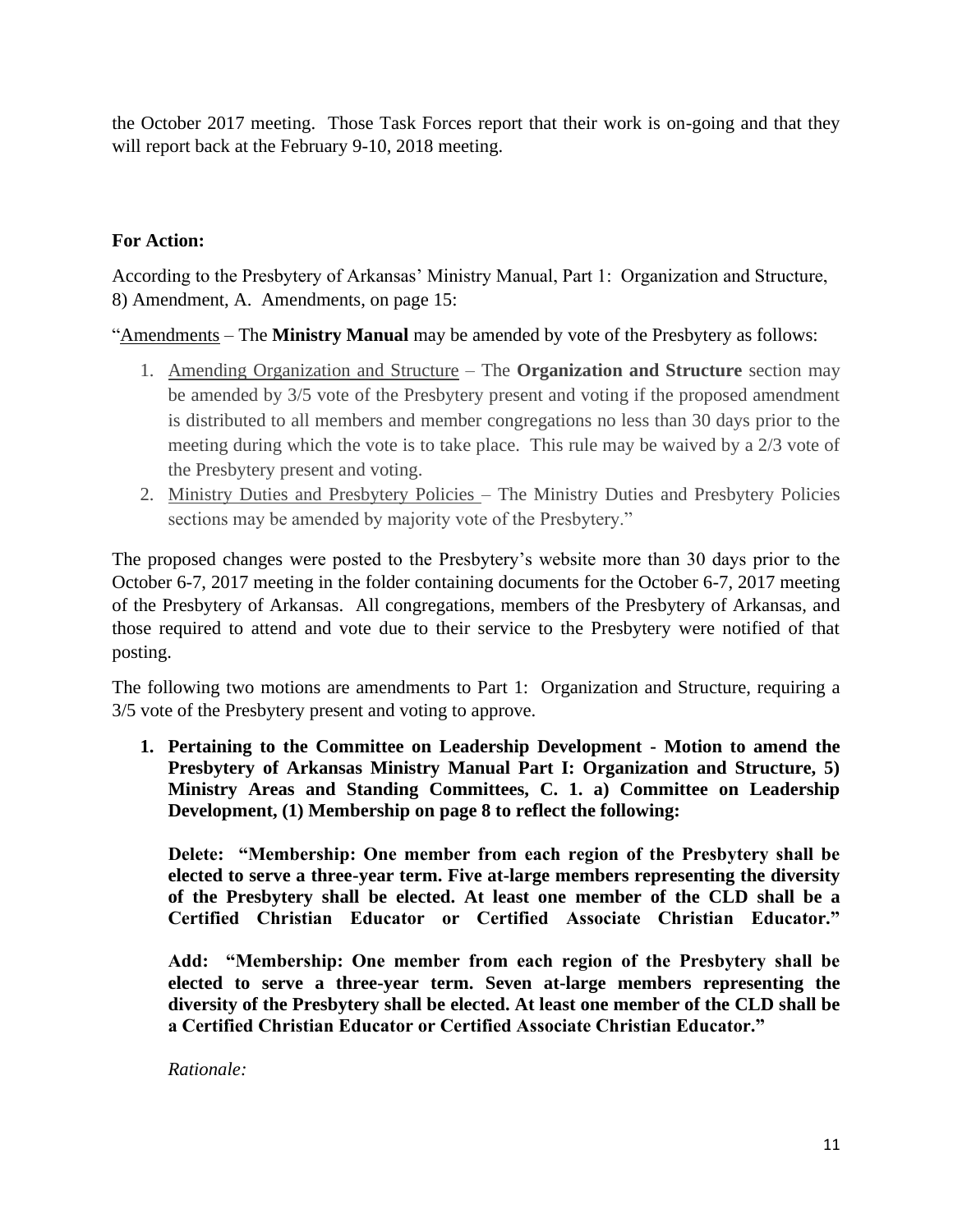the October 2017 meeting. Those Task Forces report that their work is on-going and that they will report back at the February 9-10, 2018 meeting.

**For Action:**

According to the Presbytery of Arkansas' Ministry Manual, Part 1: Organization and Structure, 8) Amendment, A. Amendments, on page 15:

"Amendments – The **Ministry Manual** may be amended by vote of the Presbytery as follows:

1. Amending Organization and Structure – The **Organization and Structure** section may be amended by 3/5 vote of the Presbytery present and voting if the proposed amendment is distributed to all members and member congregations no less than 30 days prior to the meeting during which the vote is to take place. This rule may be waived by a 2/3 vote of the Presbytery present and voting.
2. Ministry Duties and Presbytery Policies – The Ministry Duties and Presbytery Policies sections may be amended by majority vote of the Presbytery."

The proposed changes were posted to the Presbytery's website more than 30 days prior to the October 6-7, 2017 meeting in the folder containing documents for the October 6-7, 2017 meeting of the Presbytery of Arkansas. All congregations, members of the Presbytery of Arkansas, and those required to attend and vote due to their service to the Presbytery were notified of that posting.

The following two motions are amendments to Part 1: Organization and Structure, requiring a 3/5 vote of the Presbytery present and voting to approve.

1. **Pertaining to the Committee on Leadership Development - Motion to amend the Presbytery of Arkansas Ministry Manual Part I: Organization and Structure, 5) Ministry Areas and Standing Committees, C. 1. a) Committee on Leadership Development, (1) Membership on page 8 to reflect the following:**

   **Delete: "Membership: One member from each region of the Presbytery shall be elected to serve a three-year term. Five at-large members representing the diversity of the Presbytery shall be elected. At least one member of the CLD shall be a Certified Christian Educator or Certified Associate Christian Educator."**

   **Add: "Membership: One member from each region of the Presbytery shall be elected to serve a three-year term. Seven at-large members representing the diversity of the Presbytery shall be elected. At least one member of the CLD shall be a Certified Christian Educator or Certified Associate Christian Educator."**

   *Rationale:*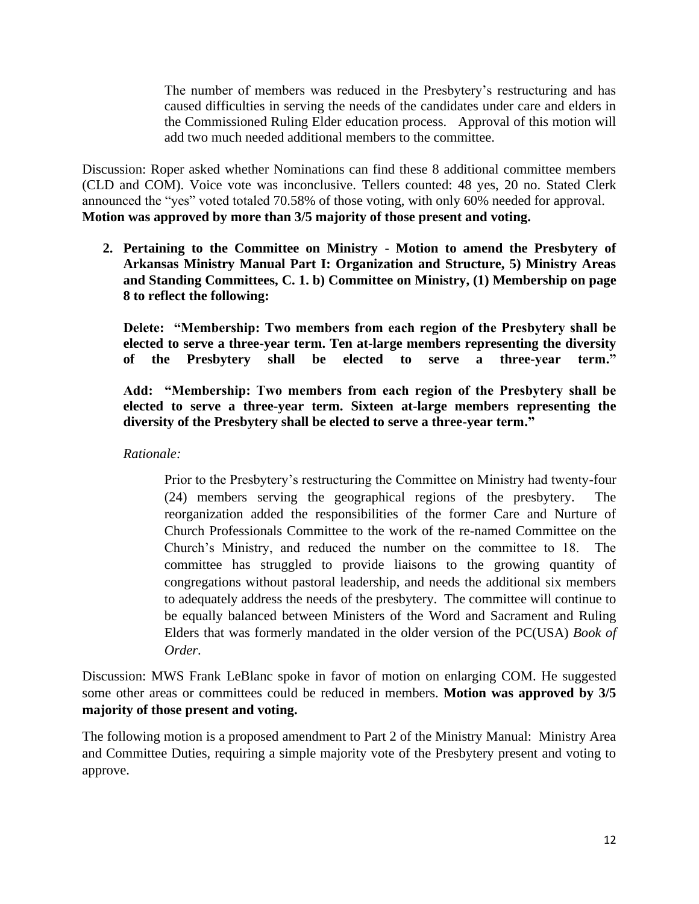The number of members was reduced in the Presbytery's restructuring and has caused difficulties in serving the needs of the candidates under care and elders in the Commissioned Ruling Elder education process. Approval of this motion will add two much needed additional members to the committee.

Discussion: Roper asked whether Nominations can find these 8 additional committee members (CLD and COM). Voice vote was inconclusive. Tellers counted: 48 yes, 20 no. Stated Clerk announced the "yes" voted totaled 70.58% of those voting, with only 60% needed for approval. **Motion was approved by more than 3/5 majority of those present and voting.**

2. **Pertaining to the Committee on Ministry - Motion to amend the Presbytery of Arkansas Ministry Manual Part I: Organization and Structure, 5) Ministry Areas and Standing Committees, C. 1. b) Committee on Ministry, (1) Membership on page 8 to reflect the following:**

   **Delete: "Membership: Two members from each region of the Presbytery shall be elected to serve a three-year term. Ten at-large members representing the diversity of the Presbytery shall be elected to serve a three-year term."**

   **Add: "Membership: Two members from each region of the Presbytery shall be elected to serve a three-year term. Sixteen at-large members representing the diversity of the Presbytery shall be elected to serve a three-year term."**

   *Rationale:*

   Prior to the Presbytery's restructuring the Committee on Ministry had twenty-four (24) members serving the geographical regions of the presbytery. The reorganization added the responsibilities of the former Care and Nurture of Church Professionals Committee to the work of the re-named Committee on the Church's Ministry, and reduced the number on the committee to 18. The committee has struggled to provide liaisons to the growing quantity of congregations without pastoral leadership, and needs the additional six members to adequately address the needs of the presbytery. The committee will continue to be equally balanced between Ministers of the Word and Sacrament and Ruling Elders that was formerly mandated in the older version of the PC(USA) *Book of Order*.

Discussion: MWS Frank LeBlanc spoke in favor of motion on enlarging COM. He suggested some other areas or committees could be reduced in members. **Motion was approved by 3/5 majority of those present and voting.**

The following motion is a proposed amendment to Part 2 of the Ministry Manual: Ministry Area and Committee Duties, requiring a simple majority vote of the Presbytery present and voting to approve.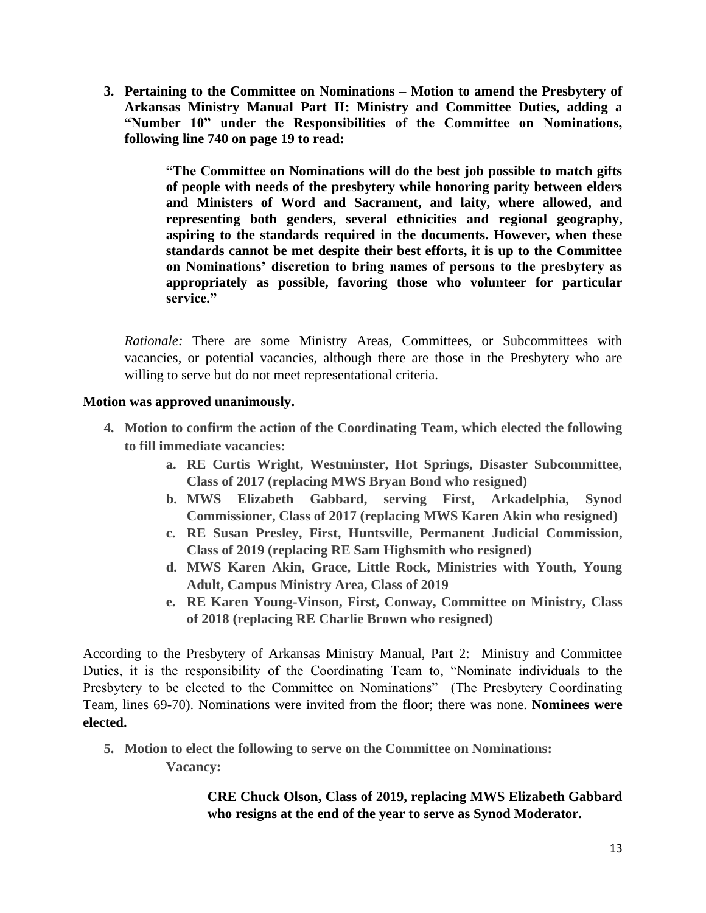3. **Pertaining to the Committee on Nominations – Motion to amend the Presbytery of Arkansas Ministry Manual Part II: Ministry and Committee Duties, adding a "Number 10" under the Responsibilities of the Committee on Nominations, following line 740 on page 19 to read:**

> **"The Committee on Nominations will do the best job possible to match gifts of people with needs of the presbytery while honoring parity between elders and Ministers of Word and Sacrament, and laity, where allowed, and representing both genders, several ethnicities and regional geography, aspiring to the standards required in the documents. However, when these standards cannot be met despite their best efforts, it is up to the Committee on Nominations' discretion to bring names of persons to the presbytery as appropriately as possible, favoring those who volunteer for particular service."**

*Rationale:* There are some Ministry Areas, Committees, or Subcommittees with vacancies, or potential vacancies, although there are those in the Presbytery who are willing to serve but do not meet representational criteria.

**Motion was approved unanimously.**

4. **Motion to confirm the action of the Coordinating Team, which elected the following to fill immediate vacancies:**
   a. **RE Curtis Wright, Westminster, Hot Springs, Disaster Subcommittee, Class of 2017 (replacing MWS Bryan Bond who resigned)**
   b. **MWS Elizabeth Gabbard, serving First, Arkadelphia, Synod Commissioner, Class of 2017 (replacing MWS Karen Akin who resigned)**
   c. **RE Susan Presley, First, Huntsville, Permanent Judicial Commission, Class of 2019 (replacing RE Sam Highsmith who resigned)**
   d. **MWS Karen Akin, Grace, Little Rock, Ministries with Youth, Young Adult, Campus Ministry Area, Class of 2019**
   e. **RE Karen Young-Vinson, First, Conway, Committee on Ministry, Class of 2018 (replacing RE Charlie Brown who resigned)**

According to the Presbytery of Arkansas Ministry Manual, Part 2: Ministry and Committee Duties, it is the responsibility of the Coordinating Team to, "Nominate individuals to the Presbytery to be elected to the Committee on Nominations" (The Presbytery Coordinating Team, lines 69-70). Nominations were invited from the floor; there was none. **Nominees were elected.**

5. **Motion to elect the following to serve on the Committee on Nominations:**

   **Vacancy:**

   > **CRE Chuck Olson, Class of 2019, replacing MWS Elizabeth Gabbard who resigns at the end of the year to serve as Synod Moderator.**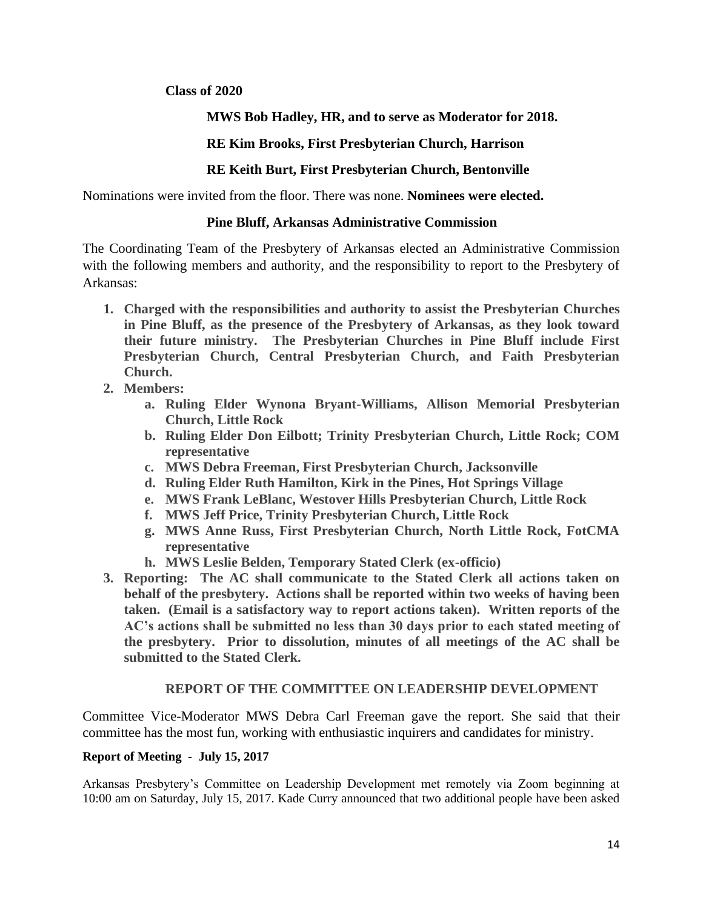**Class of 2020**

**MWS Bob Hadley, HR, and to serve as Moderator for 2018.**

**RE Kim Brooks, First Presbyterian Church, Harrison**

**RE Keith Burt, First Presbyterian Church, Bentonville**

Nominations were invited from the floor. There was none. **Nominees were elected.**

**Pine Bluff, Arkansas Administrative Commission**

The Coordinating Team of the Presbytery of Arkansas elected an Administrative Commission with the following members and authority, and the responsibility to report to the Presbytery of Arkansas:

1. **Charged with the responsibilities and authority to assist the Presbyterian Churches in Pine Bluff, as the presence of the Presbytery of Arkansas, as they look toward their future ministry. The Presbyterian Churches in Pine Bluff include First Presbyterian Church, Central Presbyterian Church, and Faith Presbyterian Church.**
2. **Members:**
    a. **Ruling Elder Wynona Bryant-Williams, Allison Memorial Presbyterian Church, Little Rock**
    b. **Ruling Elder Don Eilbott; Trinity Presbyterian Church, Little Rock; COM representative**
    c. **MWS Debra Freeman, First Presbyterian Church, Jacksonville**
    d. **Ruling Elder Ruth Hamilton, Kirk in the Pines, Hot Springs Village**
    e. **MWS Frank LeBlanc, Westover Hills Presbyterian Church, Little Rock**
    f. **MWS Jeff Price, Trinity Presbyterian Church, Little Rock**
    g. **MWS Anne Russ, First Presbyterian Church, North Little Rock, FotCMA representative**
    h. **MWS Leslie Belden, Temporary Stated Clerk (ex-officio)**
3. **Reporting: The AC shall communicate to the Stated Clerk all actions taken on behalf of the presbytery. Actions shall be reported within two weeks of having been taken. (Email is a satisfactory way to report actions taken). Written reports of the AC's actions shall be submitted no less than 30 days prior to each stated meeting of the presbytery. Prior to dissolution, minutes of all meetings of the AC shall be submitted to the Stated Clerk.**

## REPORT OF THE COMMITTEE ON LEADERSHIP DEVELOPMENT

Committee Vice-Moderator MWS Debra Carl Freeman gave the report. She said that their committee has the most fun, working with enthusiastic inquirers and candidates for ministry.

**Report of Meeting - July 15, 2017**

Arkansas Presbytery's Committee on Leadership Development met remotely via Zoom beginning at 10:00 am on Saturday, July 15, 2017. Kade Curry announced that two additional people have been asked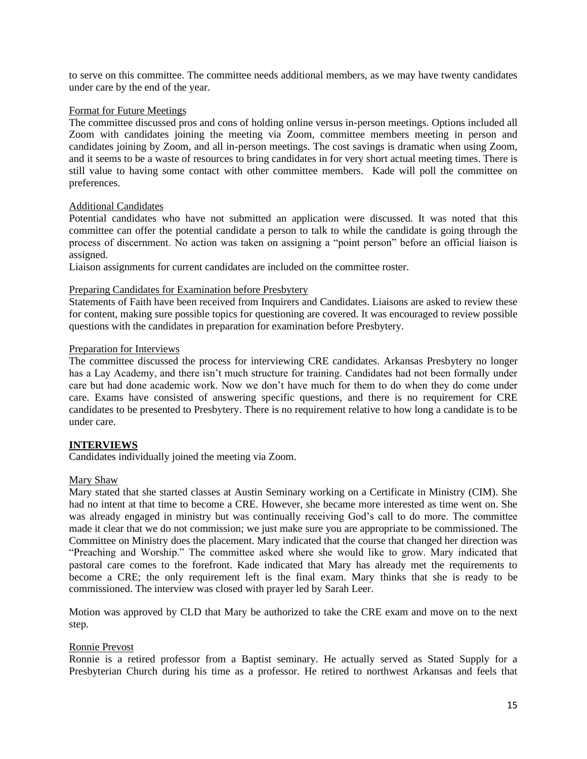to serve on this committee. The committee needs additional members, as we may have twenty candidates under care by the end of the year.

Format for Future Meetings

The committee discussed pros and cons of holding online versus in-person meetings. Options included all Zoom with candidates joining the meeting via Zoom, committee members meeting in person and candidates joining by Zoom, and all in-person meetings. The cost savings is dramatic when using Zoom, and it seems to be a waste of resources to bring candidates in for very short actual meeting times. There is still value to having some contact with other committee members. Kade will poll the committee on preferences.

Additional Candidates

Potential candidates who have not submitted an application were discussed. It was noted that this committee can offer the potential candidate a person to talk to while the candidate is going through the process of discernment. No action was taken on assigning a "point person" before an official liaison is assigned.

Liaison assignments for current candidates are included on the committee roster.

Preparing Candidates for Examination before Presbytery

Statements of Faith have been received from Inquirers and Candidates. Liaisons are asked to review these for content, making sure possible topics for questioning are covered. It was encouraged to review possible questions with the candidates in preparation for examination before Presbytery.

Preparation for Interviews

The committee discussed the process for interviewing CRE candidates. Arkansas Presbytery no longer has a Lay Academy, and there isn't much structure for training. Candidates had not been formally under care but had done academic work. Now we don't have much for them to do when they do come under care. Exams have consisted of answering specific questions, and there is no requirement for CRE candidates to be presented to Presbytery. There is no requirement relative to how long a candidate is to be under care.

**INTERVIEWS**

Candidates individually joined the meeting via Zoom.

Mary Shaw

Mary stated that she started classes at Austin Seminary working on a Certificate in Ministry (CIM). She had no intent at that time to become a CRE. However, she became more interested as time went on. She was already engaged in ministry but was continually receiving God's call to do more. The committee made it clear that we do not commission; we just make sure you are appropriate to be commissioned. The Committee on Ministry does the placement. Mary indicated that the course that changed her direction was "Preaching and Worship." The committee asked where she would like to grow. Mary indicated that pastoral care comes to the forefront. Kade indicated that Mary has already met the requirements to become a CRE; the only requirement left is the final exam. Mary thinks that she is ready to be commissioned. The interview was closed with prayer led by Sarah Leer.

Motion was approved by CLD that Mary be authorized to take the CRE exam and move on to the next step.

Ronnie Prevost

Ronnie is a retired professor from a Baptist seminary. He actually served as Stated Supply for a Presbyterian Church during his time as a professor. He retired to northwest Arkansas and feels that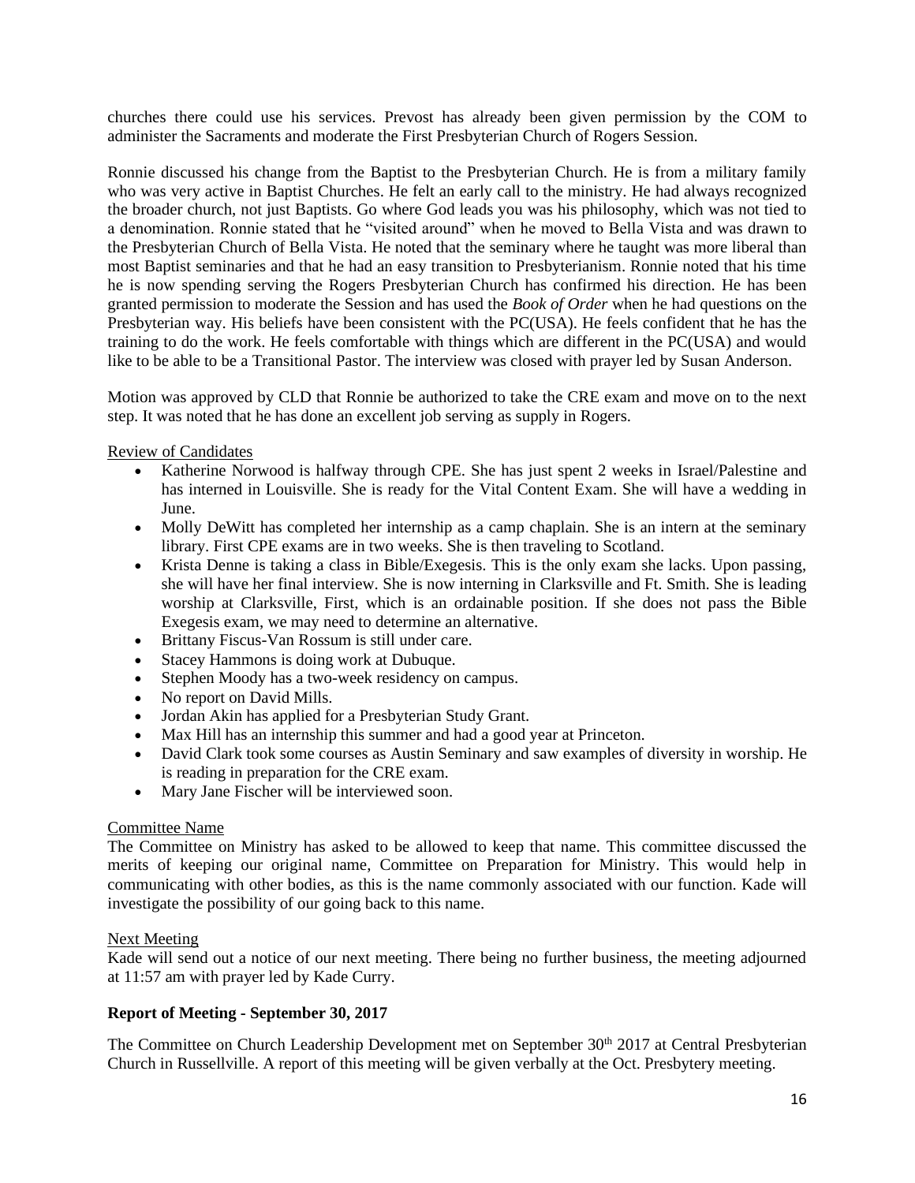churches there could use his services. Prevost has already been given permission by the COM to administer the Sacraments and moderate the First Presbyterian Church of Rogers Session.

Ronnie discussed his change from the Baptist to the Presbyterian Church. He is from a military family who was very active in Baptist Churches. He felt an early call to the ministry. He had always recognized the broader church, not just Baptists. Go where God leads you was his philosophy, which was not tied to a denomination. Ronnie stated that he "visited around" when he moved to Bella Vista and was drawn to the Presbyterian Church of Bella Vista. He noted that the seminary where he taught was more liberal than most Baptist seminaries and that he had an easy transition to Presbyterianism. Ronnie noted that his time he is now spending serving the Rogers Presbyterian Church has confirmed his direction. He has been granted permission to moderate the Session and has used the *Book of Order* when he had questions on the Presbyterian way. His beliefs have been consistent with the PC(USA). He feels confident that he has the training to do the work. He feels comfortable with things which are different in the PC(USA) and would like to be able to be a Transitional Pastor. The interview was closed with prayer led by Susan Anderson.

Motion was approved by CLD that Ronnie be authorized to take the CRE exam and move on to the next step. It was noted that he has done an excellent job serving as supply in Rogers.

Review of Candidates

- Katherine Norwood is halfway through CPE. She has just spent 2 weeks in Israel/Palestine and has interned in Louisville. She is ready for the Vital Content Exam. She will have a wedding in June.
- Molly DeWitt has completed her internship as a camp chaplain. She is an intern at the seminary library. First CPE exams are in two weeks. She is then traveling to Scotland.
- Krista Denne is taking a class in Bible/Exegesis. This is the only exam she lacks. Upon passing, she will have her final interview. She is now interning in Clarksville and Ft. Smith. She is leading worship at Clarksville, First, which is an ordainable position. If she does not pass the Bible Exegesis exam, we may need to determine an alternative.
- Brittany Fiscus-Van Rossum is still under care.
- Stacey Hammons is doing work at Dubuque.
- Stephen Moody has a two-week residency on campus.
- No report on David Mills.
- Jordan Akin has applied for a Presbyterian Study Grant.
- Max Hill has an internship this summer and had a good year at Princeton.
- David Clark took some courses as Austin Seminary and saw examples of diversity in worship. He is reading in preparation for the CRE exam.
- Mary Jane Fischer will be interviewed soon.

Committee Name

The Committee on Ministry has asked to be allowed to keep that name. This committee discussed the merits of keeping our original name, Committee on Preparation for Ministry. This would help in communicating with other bodies, as this is the name commonly associated with our function. Kade will investigate the possibility of our going back to this name.

Next Meeting

Kade will send out a notice of our next meeting. There being no further business, the meeting adjourned at 11:57 am with prayer led by Kade Curry.

**Report of Meeting - September 30, 2017**

The Committee on Church Leadership Development met on September 30th 2017 at Central Presbyterian Church in Russellville. A report of this meeting will be given verbally at the Oct. Presbytery meeting.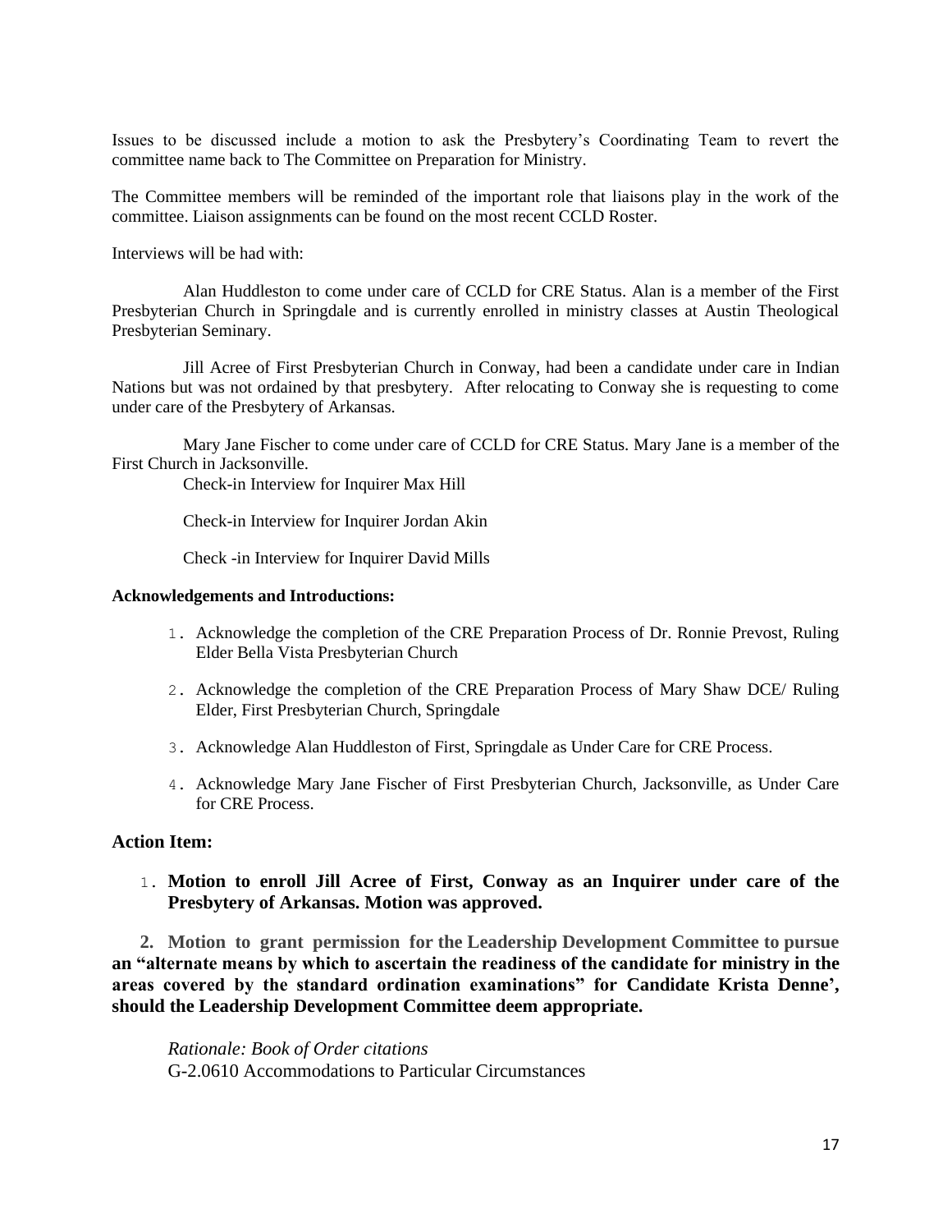Issues to be discussed include a motion to ask the Presbytery's Coordinating Team to revert the committee name back to The Committee on Preparation for Ministry.

The Committee members will be reminded of the important role that liaisons play in the work of the committee. Liaison assignments can be found on the most recent CCLD Roster.

Interviews will be had with:

Alan Huddleston to come under care of CCLD for CRE Status. Alan is a member of the First Presbyterian Church in Springdale and is currently enrolled in ministry classes at Austin Theological Presbyterian Seminary.

Jill Acree of First Presbyterian Church in Conway, had been a candidate under care in Indian Nations but was not ordained by that presbytery. After relocating to Conway she is requesting to come under care of the Presbytery of Arkansas.

Mary Jane Fischer to come under care of CCLD for CRE Status. Mary Jane is a member of the First Church in Jacksonville.

Check-in Interview for Inquirer Max Hill

Check-in Interview for Inquirer Jordan Akin

Check -in Interview for Inquirer David Mills

**Acknowledgements and Introductions:**

1. Acknowledge the completion of the CRE Preparation Process of Dr. Ronnie Prevost, Ruling Elder Bella Vista Presbyterian Church
2. Acknowledge the completion of the CRE Preparation Process of Mary Shaw DCE/ Ruling Elder, First Presbyterian Church, Springdale
3. Acknowledge Alan Huddleston of First, Springdale as Under Care for CRE Process.
4. Acknowledge Mary Jane Fischer of First Presbyterian Church, Jacksonville, as Under Care for CRE Process.

**Action Item:**

1. **Motion to enroll Jill Acree of First, Conway as an Inquirer under care of the Presbytery of Arkansas. Motion was approved.**

2. **Motion to grant permission for the Leadership Development Committee to pursue an "alternate means by which to ascertain the readiness of the candidate for ministry in the areas covered by the standard ordination examinations" for Candidate Krista Denne', should the Leadership Development Committee deem appropriate.**

*Rationale: Book of Order citations*
G-2.0610 Accommodations to Particular Circumstances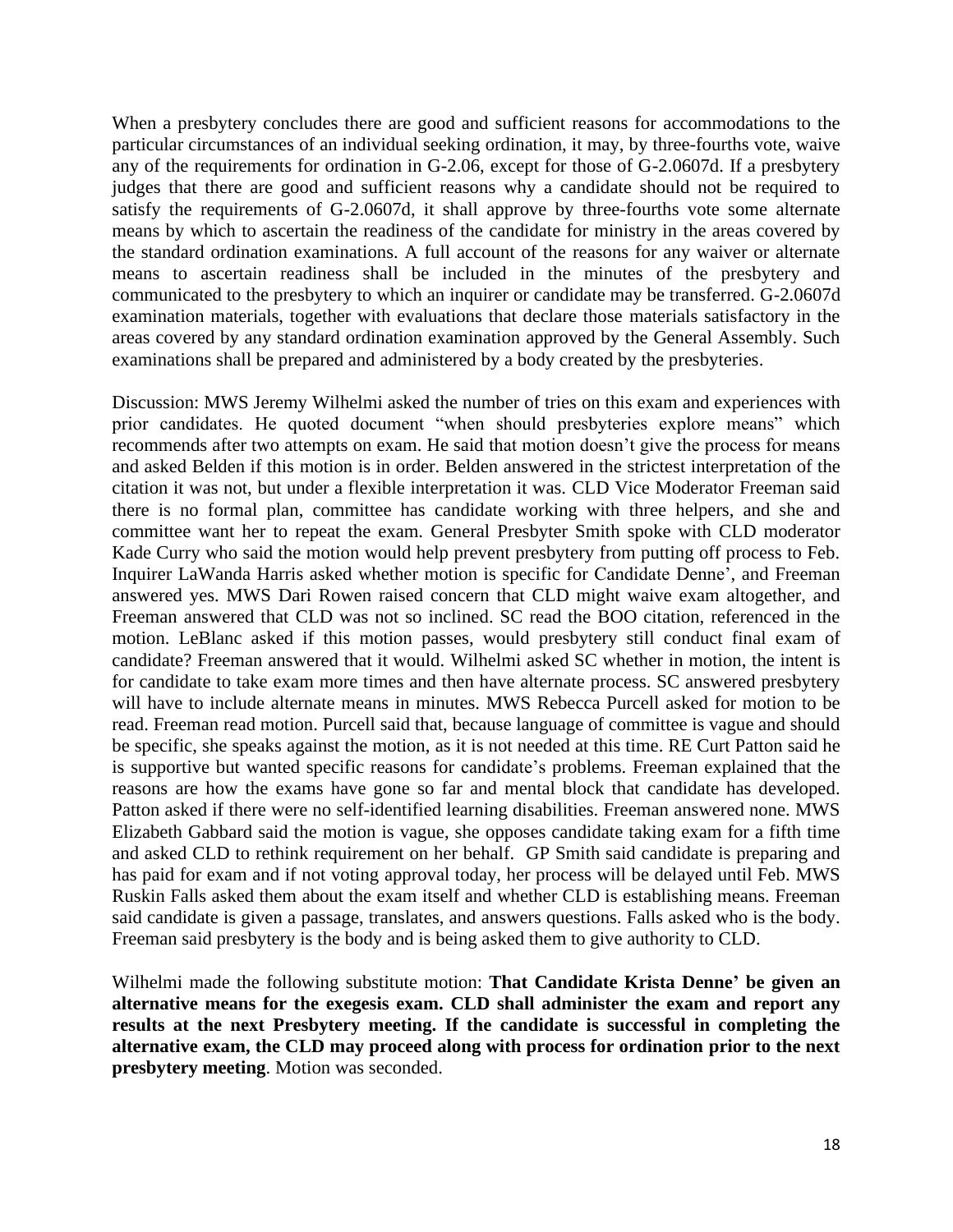When a presbytery concludes there are good and sufficient reasons for accommodations to the particular circumstances of an individual seeking ordination, it may, by three-fourths vote, waive any of the requirements for ordination in G-2.06, except for those of G-2.0607d. If a presbytery judges that there are good and sufficient reasons why a candidate should not be required to satisfy the requirements of G-2.0607d, it shall approve by three-fourths vote some alternate means by which to ascertain the readiness of the candidate for ministry in the areas covered by the standard ordination examinations. A full account of the reasons for any waiver or alternate means to ascertain readiness shall be included in the minutes of the presbytery and communicated to the presbytery to which an inquirer or candidate may be transferred. G-2.0607d examination materials, together with evaluations that declare those materials satisfactory in the areas covered by any standard ordination examination approved by the General Assembly. Such examinations shall be prepared and administered by a body created by the presbyteries.

Discussion: MWS Jeremy Wilhelmi asked the number of tries on this exam and experiences with prior candidates. He quoted document "when should presbyteries explore means" which recommends after two attempts on exam. He said that motion doesn't give the process for means and asked Belden if this motion is in order. Belden answered in the strictest interpretation of the citation it was not, but under a flexible interpretation it was. CLD Vice Moderator Freeman said there is no formal plan, committee has candidate working with three helpers, and she and committee want her to repeat the exam. General Presbyter Smith spoke with CLD moderator Kade Curry who said the motion would help prevent presbytery from putting off process to Feb. Inquirer LaWanda Harris asked whether motion is specific for Candidate Denne', and Freeman answered yes. MWS Dari Rowen raised concern that CLD might waive exam altogether, and Freeman answered that CLD was not so inclined. SC read the BOO citation, referenced in the motion. LeBlanc asked if this motion passes, would presbytery still conduct final exam of candidate? Freeman answered that it would. Wilhelmi asked SC whether in motion, the intent is for candidate to take exam more times and then have alternate process. SC answered presbytery will have to include alternate means in minutes. MWS Rebecca Purcell asked for motion to be read. Freeman read motion. Purcell said that, because language of committee is vague and should be specific, she speaks against the motion, as it is not needed at this time. RE Curt Patton said he is supportive but wanted specific reasons for candidate's problems. Freeman explained that the reasons are how the exams have gone so far and mental block that candidate has developed. Patton asked if there were no self-identified learning disabilities. Freeman answered none. MWS Elizabeth Gabbard said the motion is vague, she opposes candidate taking exam for a fifth time and asked CLD to rethink requirement on her behalf. GP Smith said candidate is preparing and has paid for exam and if not voting approval today, her process will be delayed until Feb. MWS Ruskin Falls asked them about the exam itself and whether CLD is establishing means. Freeman said candidate is given a passage, translates, and answers questions. Falls asked who is the body. Freeman said presbytery is the body and is being asked them to give authority to CLD.

Wilhelmi made the following substitute motion: **That Candidate Krista Denne' be given an alternative means for the exegesis exam. CLD shall administer the exam and report any results at the next Presbytery meeting. If the candidate is successful in completing the alternative exam, the CLD may proceed along with process for ordination prior to the next presbytery meeting**. Motion was seconded.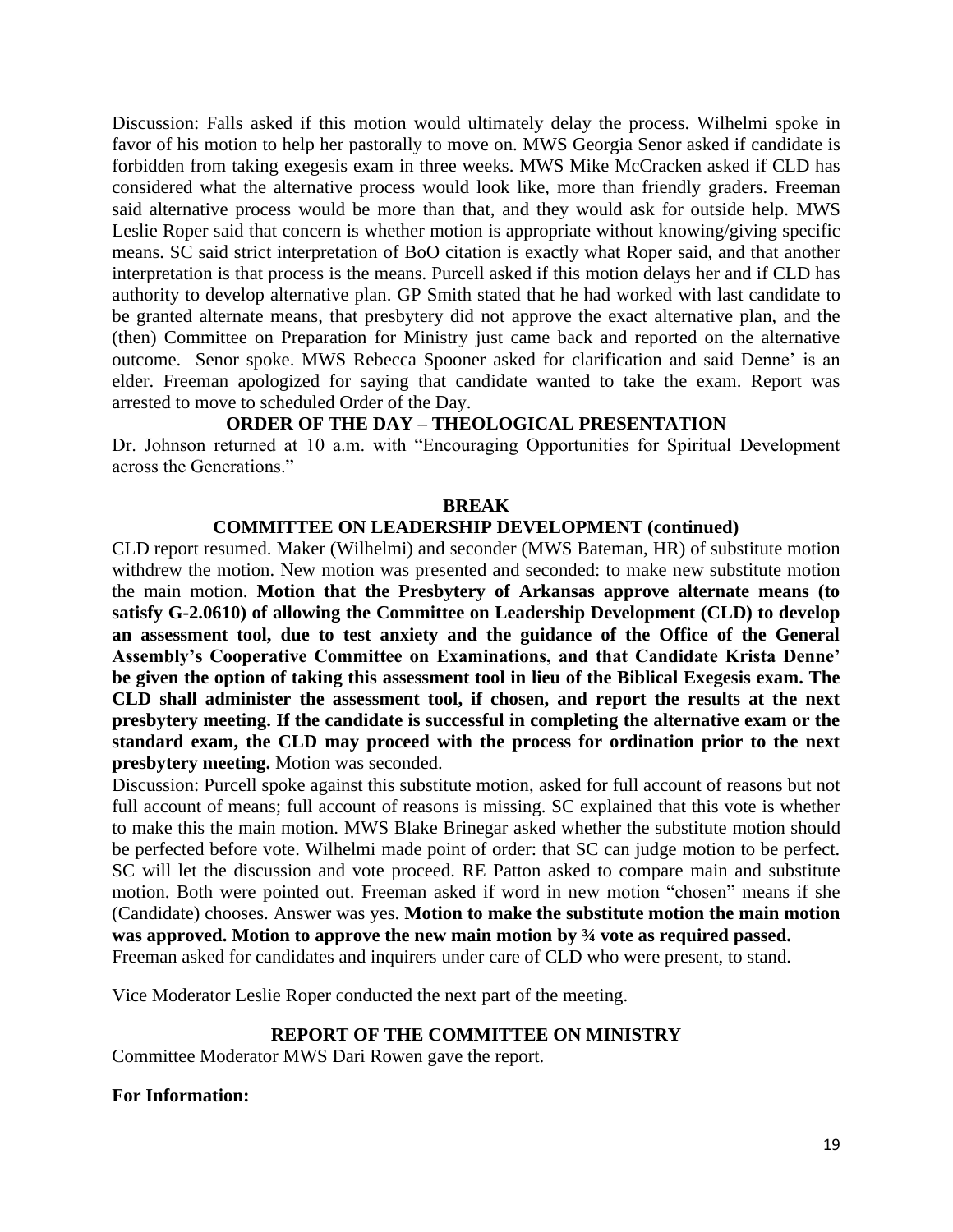Discussion: Falls asked if this motion would ultimately delay the process. Wilhelmi spoke in favor of his motion to help her pastorally to move on. MWS Georgia Senor asked if candidate is forbidden from taking exegesis exam in three weeks. MWS Mike McCracken asked if CLD has considered what the alternative process would look like, more than friendly graders. Freeman said alternative process would be more than that, and they would ask for outside help. MWS Leslie Roper said that concern is whether motion is appropriate without knowing/giving specific means. SC said strict interpretation of BoO citation is exactly what Roper said, and that another interpretation is that process is the means. Purcell asked if this motion delays her and if CLD has authority to develop alternative plan. GP Smith stated that he had worked with last candidate to be granted alternate means, that presbytery did not approve the exact alternative plan, and the (then) Committee on Preparation for Ministry just came back and reported on the alternative outcome. Senor spoke. MWS Rebecca Spooner asked for clarification and said Denne' is an elder. Freeman apologized for saying that candidate wanted to take the exam. Report was arrested to move to scheduled Order of the Day.

**ORDER OF THE DAY – THEOLOGICAL PRESENTATION**

Dr. Johnson returned at 10 a.m. with "Encouraging Opportunities for Spiritual Development across the Generations."

**BREAK**

**COMMITTEE ON LEADERSHIP DEVELOPMENT (continued)**

CLD report resumed. Maker (Wilhelmi) and seconder (MWS Bateman, HR) of substitute motion withdrew the motion. New motion was presented and seconded: to make new substitute motion the main motion. **Motion that the Presbytery of Arkansas approve alternate means (to satisfy G-2.0610) of allowing the Committee on Leadership Development (CLD) to develop an assessment tool, due to test anxiety and the guidance of the Office of the General Assembly's Cooperative Committee on Examinations, and that Candidate Krista Denne' be given the option of taking this assessment tool in lieu of the Biblical Exegesis exam. The CLD shall administer the assessment tool, if chosen, and report the results at the next presbytery meeting. If the candidate is successful in completing the alternative exam or the standard exam, the CLD may proceed with the process for ordination prior to the next presbytery meeting.** Motion was seconded.

Discussion: Purcell spoke against this substitute motion, asked for full account of reasons but not full account of means; full account of reasons is missing. SC explained that this vote is whether to make this the main motion. MWS Blake Brinegar asked whether the substitute motion should be perfected before vote. Wilhelmi made point of order: that SC can judge motion to be perfect. SC will let the discussion and vote proceed. RE Patton asked to compare main and substitute motion. Both were pointed out. Freeman asked if word in new motion "chosen" means if she (Candidate) chooses. Answer was yes. **Motion to make the substitute motion the main motion was approved. Motion to approve the new main motion by ¾ vote as required passed.**
Freeman asked for candidates and inquirers under care of CLD who were present, to stand.

Vice Moderator Leslie Roper conducted the next part of the meeting.

**REPORT OF THE COMMITTEE ON MINISTRY**

Committee Moderator MWS Dari Rowen gave the report.

**For Information:**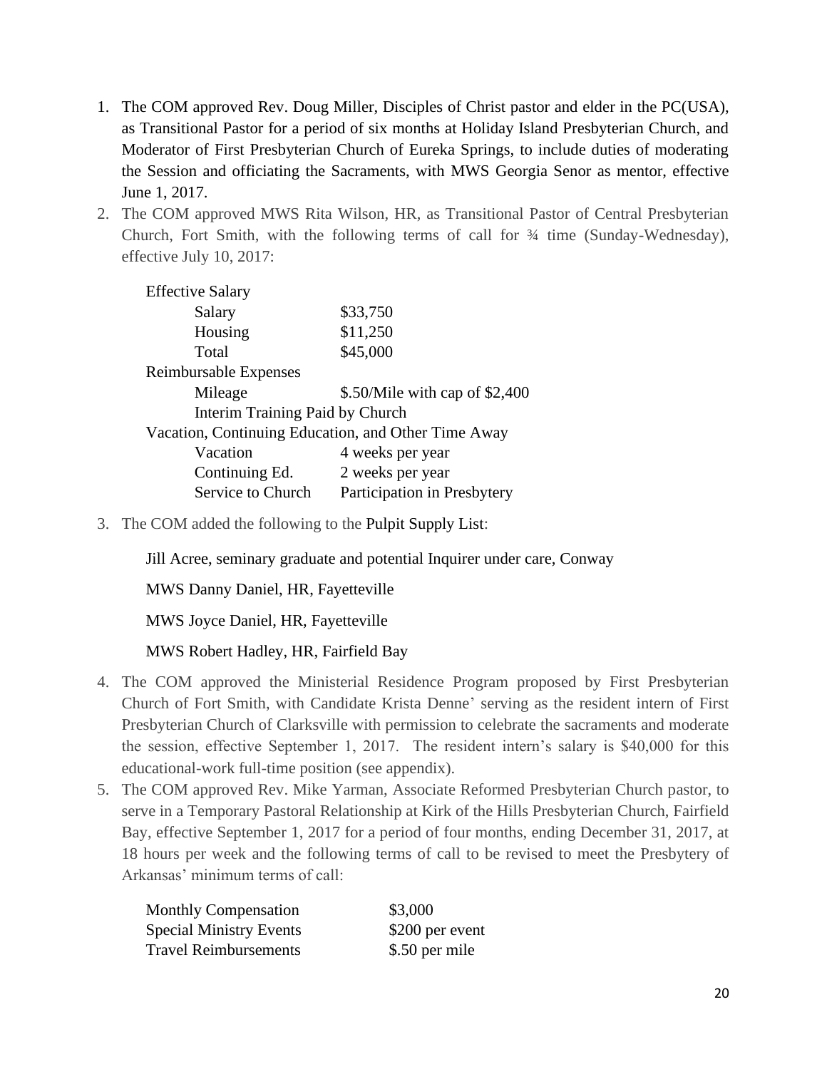1. The COM approved Rev. Doug Miller, Disciples of Christ pastor and elder in the PC(USA), as Transitional Pastor for a period of six months at Holiday Island Presbyterian Church, and Moderator of First Presbyterian Church of Eureka Springs, to include duties of moderating the Session and officiating the Sacraments, with MWS Georgia Senor as mentor, effective June 1, 2017.
2. The COM approved MWS Rita Wilson, HR, as Transitional Pastor of Central Presbyterian Church, Fort Smith, with the following terms of call for ¾ time (Sunday-Wednesday), effective July 10, 2017:

   | | |
   |---|---|
   | Effective Salary | |
   | Salary | $33,750 |
   | Housing | $11,250 |
   | Total | $45,000 |
   | Reimbursable Expenses | |
   | Mileage | $.50/Mile with cap of $2,400 |
   | Interim Training Paid by Church | |
   | Vacation, Continuing Education, and Other Time Away | |
   | Vacation | 4 weeks per year |
   | Continuing Ed. | 2 weeks per year |
   | Service to Church | Participation in Presbytery |

3. The COM added the following to the Pulpit Supply List:

   Jill Acree, seminary graduate and potential Inquirer under care, Conway

   MWS Danny Daniel, HR, Fayetteville

   MWS Joyce Daniel, HR, Fayetteville

   MWS Robert Hadley, HR, Fairfield Bay

4. The COM approved the Ministerial Residence Program proposed by First Presbyterian Church of Fort Smith, with Candidate Krista Denne' serving as the resident intern of First Presbyterian Church of Clarksville with permission to celebrate the sacraments and moderate the session, effective September 1, 2017. The resident intern's salary is $40,000 for this educational-work full-time position (see appendix).
5. The COM approved Rev. Mike Yarman, Associate Reformed Presbyterian Church pastor, to serve in a Temporary Pastoral Relationship at Kirk of the Hills Presbyterian Church, Fairfield Bay, effective September 1, 2017 for a period of four months, ending December 31, 2017, at 18 hours per week and the following terms of call to be revised to meet the Presbytery of Arkansas' minimum terms of call:

   | | |
   |---|---|
   | Monthly Compensation | $3,000 |
   | Special Ministry Events | $200 per event |
   | Travel Reimbursements | $.50 per mile |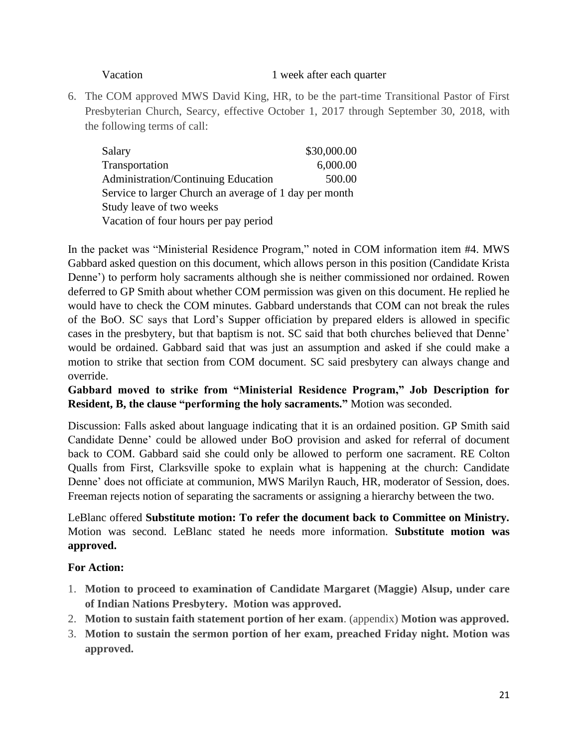| Vacation | 1 week after each quarter |
|---|---|

6. The COM approved MWS David King, HR, to be the part-time Transitional Pastor of First Presbyterian Church, Searcy, effective October 1, 2017 through September 30, 2018, with the following terms of call:

| | |
|---|---:|
| Salary | $30,000.00 |
| Transportation | 6,000.00 |
| Administration/Continuing Education | 500.00 |
| Service to larger Church an average of 1 day per month | |
| Study leave of two weeks | |
| Vacation of four hours per pay period | |

In the packet was "Ministerial Residence Program," noted in COM information item #4. MWS Gabbard asked question on this document, which allows person in this position (Candidate Krista Denne') to perform holy sacraments although she is neither commissioned nor ordained. Rowen deferred to GP Smith about whether COM permission was given on this document. He replied he would have to check the COM minutes. Gabbard understands that COM can not break the rules of the BoO. SC says that Lord's Supper officiation by prepared elders is allowed in specific cases in the presbytery, but that baptism is not. SC said that both churches believed that Denne' would be ordained. Gabbard said that was just an assumption and asked if she could make a motion to strike that section from COM document. SC said presbytery can always change and override.

**Gabbard moved to strike from "Ministerial Residence Program," Job Description for Resident, B, the clause "performing the holy sacraments."** Motion was seconded.

Discussion: Falls asked about language indicating that it is an ordained position. GP Smith said Candidate Denne' could be allowed under BoO provision and asked for referral of document back to COM. Gabbard said she could only be allowed to perform one sacrament. RE Colton Qualls from First, Clarksville spoke to explain what is happening at the church: Candidate Denne' does not officiate at communion, MWS Marilyn Rauch, HR, moderator of Session, does. Freeman rejects notion of separating the sacraments or assigning a hierarchy between the two.

LeBlanc offered **Substitute motion: To refer the document back to Committee on Ministry.** Motion was second. LeBlanc stated he needs more information. **Substitute motion was approved.**

**For Action:**

1. **Motion to proceed to examination of Candidate Margaret (Maggie) Alsup, under care of Indian Nations Presbytery. Motion was approved.**
2. **Motion to sustain faith statement portion of her exam**. (appendix) **Motion was approved.**
3. **Motion to sustain the sermon portion of her exam, preached Friday night. Motion was approved.**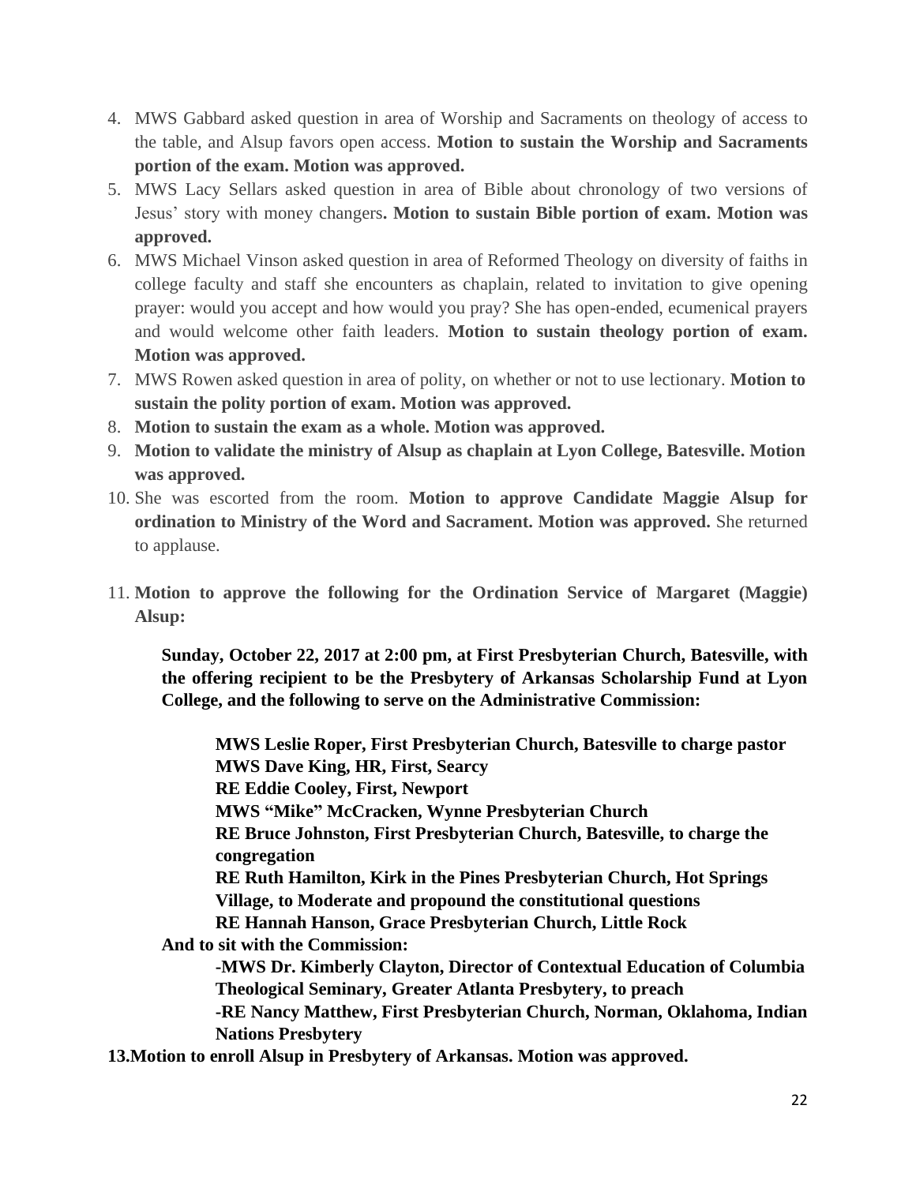4. MWS Gabbard asked question in area of Worship and Sacraments on theology of access to the table, and Alsup favors open access. **Motion to sustain the Worship and Sacraments portion of the exam. Motion was approved.**
5. MWS Lacy Sellars asked question in area of Bible about chronology of two versions of Jesus' story with money changers**. Motion to sustain Bible portion of exam. Motion was approved.**
6. MWS Michael Vinson asked question in area of Reformed Theology on diversity of faiths in college faculty and staff she encounters as chaplain, related to invitation to give opening prayer: would you accept and how would you pray? She has open-ended, ecumenical prayers and would welcome other faith leaders. **Motion to sustain theology portion of exam. Motion was approved.**
7. MWS Rowen asked question in area of polity, on whether or not to use lectionary. **Motion to sustain the polity portion of exam. Motion was approved.**
8. **Motion to sustain the exam as a whole. Motion was approved.**
9. **Motion to validate the ministry of Alsup as chaplain at Lyon College, Batesville. Motion was approved.**
10. She was escorted from the room. **Motion to approve Candidate Maggie Alsup for ordination to Ministry of the Word and Sacrament. Motion was approved.** She returned to applause.
11. **Motion to approve the following for the Ordination Service of Margaret (Maggie) Alsup:**

    **Sunday, October 22, 2017 at 2:00 pm, at First Presbyterian Church, Batesville, with the offering recipient to be the Presbytery of Arkansas Scholarship Fund at Lyon College, and the following to serve on the Administrative Commission:**

    **MWS Leslie Roper, First Presbyterian Church, Batesville to charge pastor**
    **MWS Dave King, HR, First, Searcy**
    **RE Eddie Cooley, First, Newport**
    **MWS "Mike" McCracken, Wynne Presbyterian Church**
    **RE Bruce Johnston, First Presbyterian Church, Batesville, to charge the congregation**
    **RE Ruth Hamilton, Kirk in the Pines Presbyterian Church, Hot Springs Village, to Moderate and propound the constitutional questions**
    **RE Hannah Hanson, Grace Presbyterian Church, Little Rock**

    **And to sit with the Commission:**

    **-MWS Dr. Kimberly Clayton, Director of Contextual Education of Columbia Theological Seminary, Greater Atlanta Presbytery, to preach**
    **-RE Nancy Matthew, First Presbyterian Church, Norman, Oklahoma, Indian Nations Presbytery**

**13.Motion to enroll Alsup in Presbytery of Arkansas. Motion was approved.**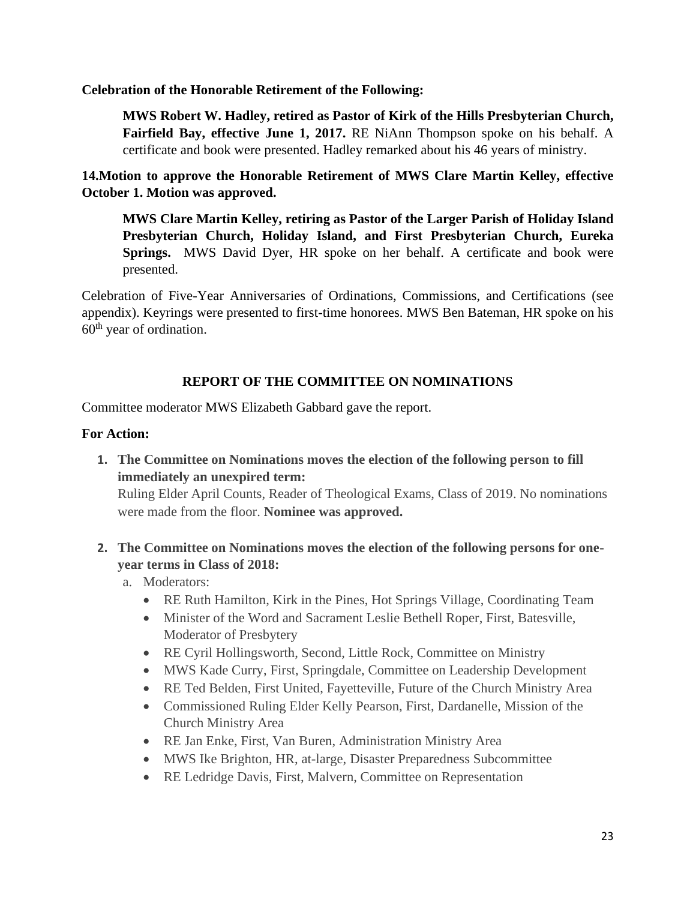**Celebration of the Honorable Retirement of the Following:**

> **MWS Robert W. Hadley, retired as Pastor of Kirk of the Hills Presbyterian Church, Fairfield Bay, effective June 1, 2017.** RE NiAnn Thompson spoke on his behalf. A certificate and book were presented. Hadley remarked about his 46 years of ministry.

**14.Motion to approve the Honorable Retirement of MWS Clare Martin Kelley, effective October 1. Motion was approved.**

> **MWS Clare Martin Kelley, retiring as Pastor of the Larger Parish of Holiday Island Presbyterian Church, Holiday Island, and First Presbyterian Church, Eureka Springs.** MWS David Dyer, HR spoke on her behalf. A certificate and book were presented.

Celebration of Five-Year Anniversaries of Ordinations, Commissions, and Certifications (see appendix). Keyrings were presented to first-time honorees. MWS Ben Bateman, HR spoke on his 60th year of ordination.

## REPORT OF THE COMMITTEE ON NOMINATIONS

Committee moderator MWS Elizabeth Gabbard gave the report.

**For Action:**

1. **The Committee on Nominations moves the election of the following person to fill immediately an unexpired term:**
   Ruling Elder April Counts, Reader of Theological Exams, Class of 2019. No nominations were made from the floor. **Nominee was approved.**

2. **The Committee on Nominations moves the election of the following persons for one-year terms in Class of 2018:**
   a. Moderators:
      - RE Ruth Hamilton, Kirk in the Pines, Hot Springs Village, Coordinating Team
      - Minister of the Word and Sacrament Leslie Bethell Roper, First, Batesville, Moderator of Presbytery
      - RE Cyril Hollingsworth, Second, Little Rock, Committee on Ministry
      - MWS Kade Curry, First, Springdale, Committee on Leadership Development
      - RE Ted Belden, First United, Fayetteville, Future of the Church Ministry Area
      - Commissioned Ruling Elder Kelly Pearson, First, Dardanelle, Mission of the Church Ministry Area
      - RE Jan Enke, First, Van Buren, Administration Ministry Area
      - MWS Ike Brighton, HR, at-large, Disaster Preparedness Subcommittee
      - RE Ledridge Davis, First, Malvern, Committee on Representation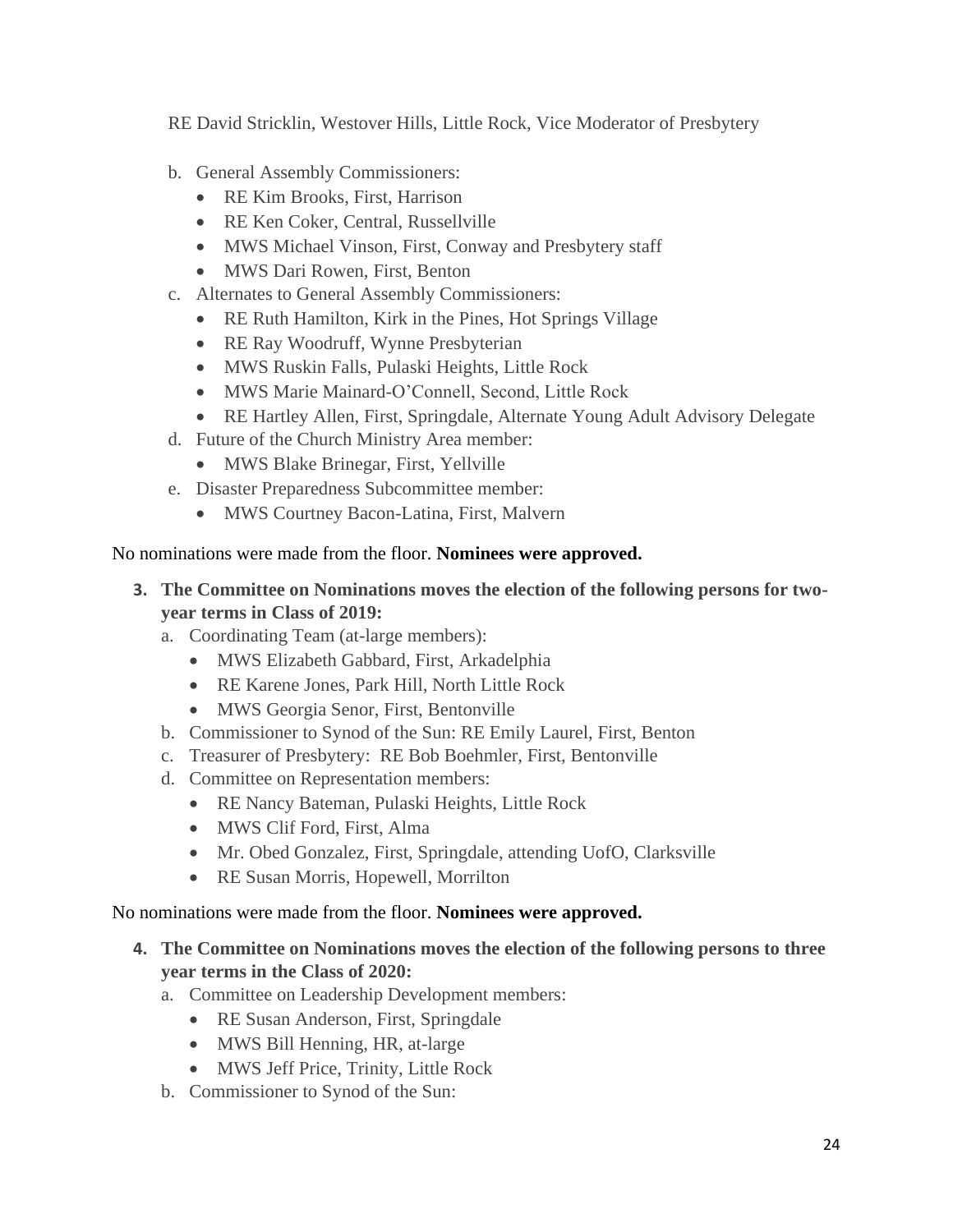RE David Stricklin, Westover Hills, Little Rock, Vice Moderator of Presbytery

b. General Assembly Commissioners:
   - RE Kim Brooks, First, Harrison
   - RE Ken Coker, Central, Russellville
   - MWS Michael Vinson, First, Conway and Presbytery staff
   - MWS Dari Rowen, First, Benton
c. Alternates to General Assembly Commissioners:
   - RE Ruth Hamilton, Kirk in the Pines, Hot Springs Village
   - RE Ray Woodruff, Wynne Presbyterian
   - MWS Ruskin Falls, Pulaski Heights, Little Rock
   - MWS Marie Mainard-O'Connell, Second, Little Rock
   - RE Hartley Allen, First, Springdale, Alternate Young Adult Advisory Delegate
d. Future of the Church Ministry Area member:
   - MWS Blake Brinegar, First, Yellville
e. Disaster Preparedness Subcommittee member:
   - MWS Courtney Bacon-Latina, First, Malvern

No nominations were made from the floor. **Nominees were approved.**

3. **The Committee on Nominations moves the election of the following persons for two-year terms in Class of 2019:**
   a. Coordinating Team (at-large members):
      - MWS Elizabeth Gabbard, First, Arkadelphia
      - RE Karene Jones, Park Hill, North Little Rock
      - MWS Georgia Senor, First, Bentonville
   b. Commissioner to Synod of the Sun: RE Emily Laurel, First, Benton
   c. Treasurer of Presbytery: RE Bob Boehmler, First, Bentonville
   d. Committee on Representation members:
      - RE Nancy Bateman, Pulaski Heights, Little Rock
      - MWS Clif Ford, First, Alma
      - Mr. Obed Gonzalez, First, Springdale, attending UofO, Clarksville
      - RE Susan Morris, Hopewell, Morrilton

No nominations were made from the floor. **Nominees were approved.**

4. **The Committee on Nominations moves the election of the following persons to three year terms in the Class of 2020:**
   a. Committee on Leadership Development members:
      - RE Susan Anderson, First, Springdale
      - MWS Bill Henning, HR, at-large
      - MWS Jeff Price, Trinity, Little Rock
   b. Commissioner to Synod of the Sun: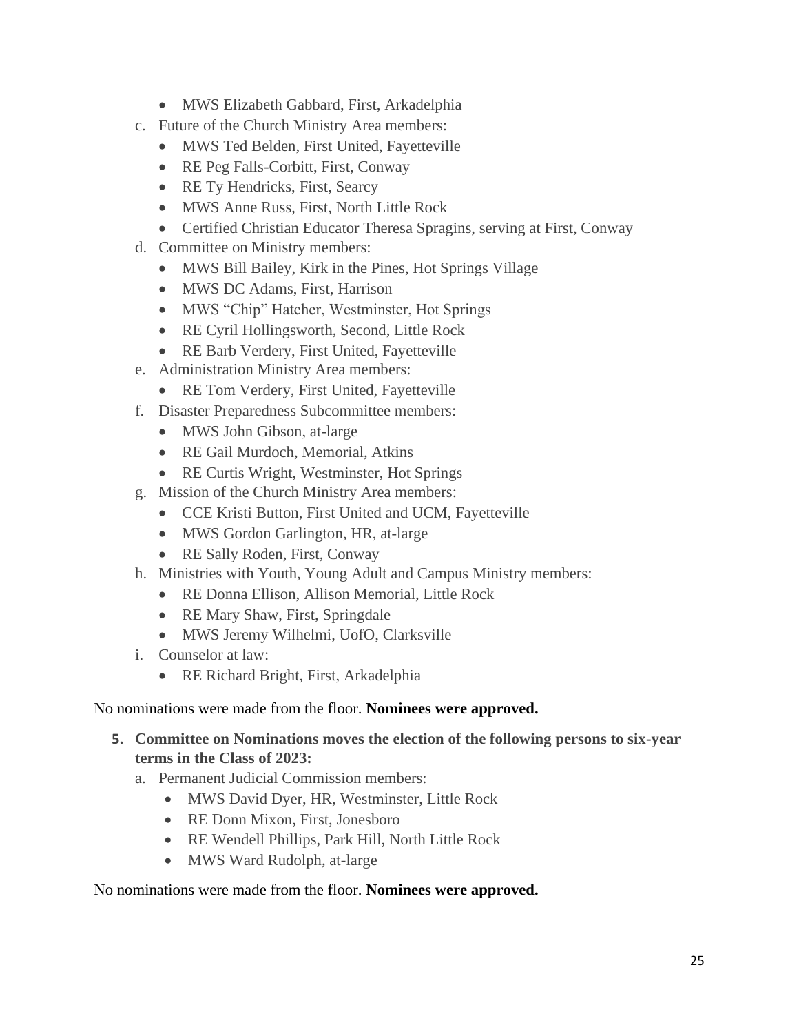- MWS Elizabeth Gabbard, First, Arkadelphia

c. Future of the Church Ministry Area members:
   - MWS Ted Belden, First United, Fayetteville
   - RE Peg Falls-Corbitt, First, Conway
   - RE Ty Hendricks, First, Searcy
   - MWS Anne Russ, First, North Little Rock
   - Certified Christian Educator Theresa Spragins, serving at First, Conway

d. Committee on Ministry members:
   - MWS Bill Bailey, Kirk in the Pines, Hot Springs Village
   - MWS DC Adams, First, Harrison
   - MWS "Chip" Hatcher, Westminster, Hot Springs
   - RE Cyril Hollingsworth, Second, Little Rock
   - RE Barb Verdery, First United, Fayetteville

e. Administration Ministry Area members:
   - RE Tom Verdery, First United, Fayetteville

f. Disaster Preparedness Subcommittee members:
   - MWS John Gibson, at-large
   - RE Gail Murdoch, Memorial, Atkins
   - RE Curtis Wright, Westminster, Hot Springs

g. Mission of the Church Ministry Area members:
   - CCE Kristi Button, First United and UCM, Fayetteville
   - MWS Gordon Garlington, HR, at-large
   - RE Sally Roden, First, Conway

h. Ministries with Youth, Young Adult and Campus Ministry members:
   - RE Donna Ellison, Allison Memorial, Little Rock
   - RE Mary Shaw, First, Springdale
   - MWS Jeremy Wilhelmi, UofO, Clarksville

i. Counselor at law:
   - RE Richard Bright, First, Arkadelphia

No nominations were made from the floor. **Nominees were approved.**

5. **Committee on Nominations moves the election of the following persons to six-year terms in the Class of 2023:**

   a. Permanent Judicial Commission members:
      - MWS David Dyer, HR, Westminster, Little Rock
      - RE Donn Mixon, First, Jonesboro
      - RE Wendell Phillips, Park Hill, North Little Rock
      - MWS Ward Rudolph, at-large

No nominations were made from the floor. **Nominees were approved.**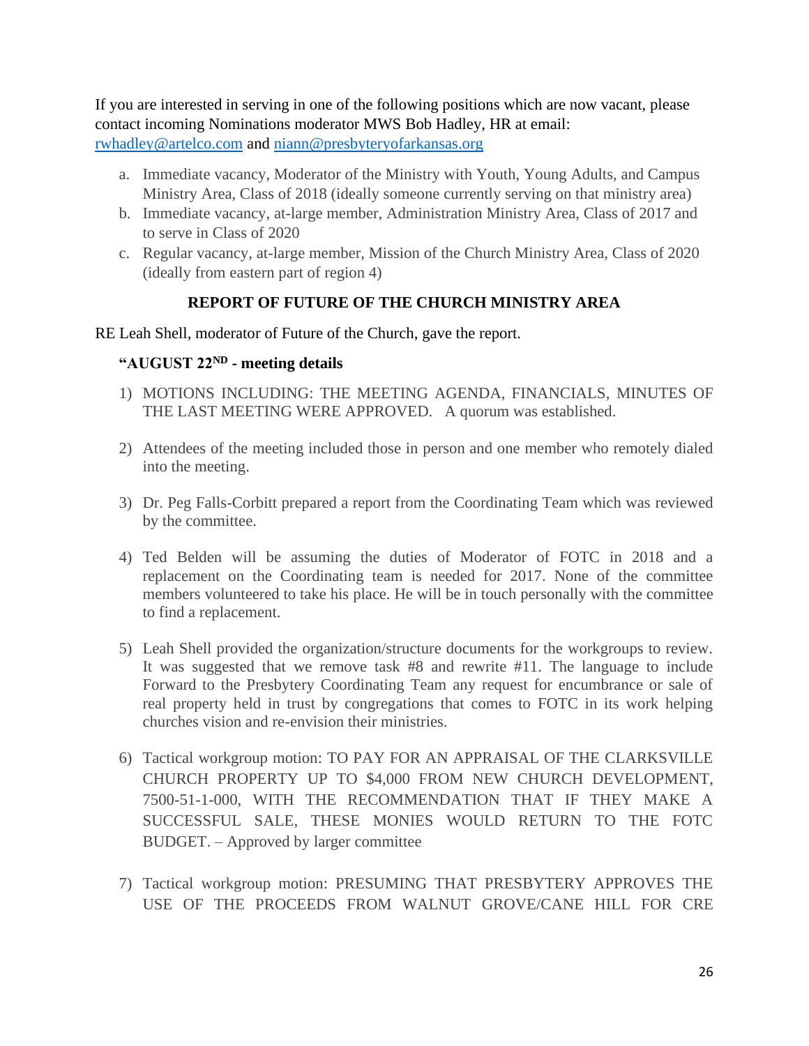If you are interested in serving in one of the following positions which are now vacant, please contact incoming Nominations moderator MWS Bob Hadley, HR at email: rwhadley@artelco.com and niann@presbyteryofarkansas.org

a. Immediate vacancy, Moderator of the Ministry with Youth, Young Adults, and Campus Ministry Area, Class of 2018 (ideally someone currently serving on that ministry area)
b. Immediate vacancy, at-large member, Administration Ministry Area, Class of 2017 and to serve in Class of 2020
c. Regular vacancy, at-large member, Mission of the Church Ministry Area, Class of 2020 (ideally from eastern part of region 4)

### REPORT OF FUTURE OF THE CHURCH MINISTRY AREA

RE Leah Shell, moderator of Future of the Church, gave the report.

**"AUGUST 22ND - meeting details**

1) MOTIONS INCLUDING: THE MEETING AGENDA, FINANCIALS, MINUTES OF THE LAST MEETING WERE APPROVED. A quorum was established.

2) Attendees of the meeting included those in person and one member who remotely dialed into the meeting.

3) Dr. Peg Falls-Corbitt prepared a report from the Coordinating Team which was reviewed by the committee.

4) Ted Belden will be assuming the duties of Moderator of FOTC in 2018 and a replacement on the Coordinating team is needed for 2017. None of the committee members volunteered to take his place. He will be in touch personally with the committee to find a replacement.

5) Leah Shell provided the organization/structure documents for the workgroups to review. It was suggested that we remove task #8 and rewrite #11. The language to include Forward to the Presbytery Coordinating Team any request for encumbrance or sale of real property held in trust by congregations that comes to FOTC in its work helping churches vision and re-envision their ministries.

6) Tactical workgroup motion: TO PAY FOR AN APPRAISAL OF THE CLARKSVILLE CHURCH PROPERTY UP TO $4,000 FROM NEW CHURCH DEVELOPMENT, 7500-51-1-000, WITH THE RECOMMENDATION THAT IF THEY MAKE A SUCCESSFUL SALE, THESE MONIES WOULD RETURN TO THE FOTC BUDGET. – Approved by larger committee

7) Tactical workgroup motion: PRESUMING THAT PRESBYTERY APPROVES THE USE OF THE PROCEEDS FROM WALNUT GROVE/CANE HILL FOR CRE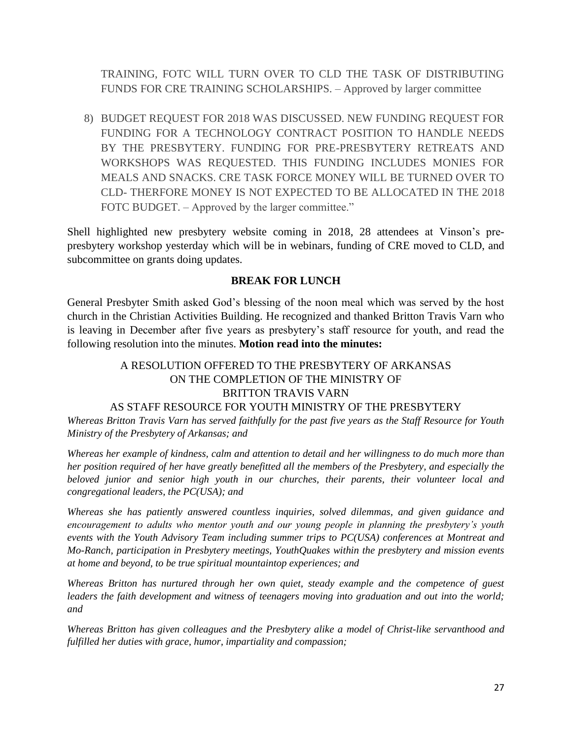TRAINING, FOTC WILL TURN OVER TO CLD THE TASK OF DISTRIBUTING FUNDS FOR CRE TRAINING SCHOLARSHIPS. – Approved by larger committee

8) BUDGET REQUEST FOR 2018 WAS DISCUSSED. NEW FUNDING REQUEST FOR FUNDING FOR A TECHNOLOGY CONTRACT POSITION TO HANDLE NEEDS BY THE PRESBYTERY. FUNDING FOR PRE-PRESBYTERY RETREATS AND WORKSHOPS WAS REQUESTED. THIS FUNDING INCLUDES MONIES FOR MEALS AND SNACKS. CRE TASK FORCE MONEY WILL BE TURNED OVER TO CLD- THERFORE MONEY IS NOT EXPECTED TO BE ALLOCATED IN THE 2018 FOTC BUDGET. – Approved by the larger committee."

Shell highlighted new presbytery website coming in 2018, 28 attendees at Vinson's pre-presbytery workshop yesterday which will be in webinars, funding of CRE moved to CLD, and subcommittee on grants doing updates.

**BREAK FOR LUNCH**

General Presbyter Smith asked God's blessing of the noon meal which was served by the host church in the Christian Activities Building. He recognized and thanked Britton Travis Varn who is leaving in December after five years as presbytery's staff resource for youth, and read the following resolution into the minutes. **Motion read into the minutes:**

A RESOLUTION OFFERED TO THE PRESBYTERY OF ARKANSAS
ON THE COMPLETION OF THE MINISTRY OF
BRITTON TRAVIS VARN
AS STAFF RESOURCE FOR YOUTH MINISTRY OF THE PRESBYTERY

*Whereas Britton Travis Varn has served faithfully for the past five years as the Staff Resource for Youth Ministry of the Presbytery of Arkansas; and*

*Whereas her example of kindness, calm and attention to detail and her willingness to do much more than her position required of her have greatly benefitted all the members of the Presbytery, and especially the beloved junior and senior high youth in our churches, their parents, their volunteer local and congregational leaders, the PC(USA); and*

*Whereas she has patiently answered countless inquiries, solved dilemmas, and given guidance and encouragement to adults who mentor youth and our young people in planning the presbytery's youth events with the Youth Advisory Team including summer trips to PC(USA) conferences at Montreat and Mo-Ranch, participation in Presbytery meetings, YouthQuakes within the presbytery and mission events at home and beyond, to be true spiritual mountaintop experiences; and*

*Whereas Britton has nurtured through her own quiet, steady example and the competence of guest leaders the faith development and witness of teenagers moving into graduation and out into the world; and*

*Whereas Britton has given colleagues and the Presbytery alike a model of Christ-like servanthood and fulfilled her duties with grace, humor, impartiality and compassion;*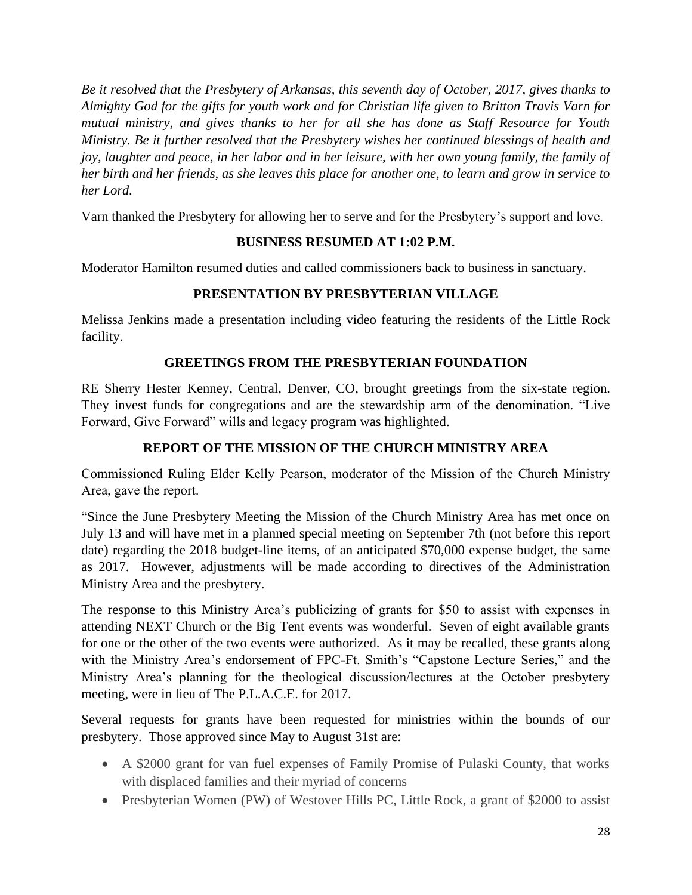*Be it resolved that the Presbytery of Arkansas, this seventh day of October, 2017, gives thanks to Almighty God for the gifts for youth work and for Christian life given to Britton Travis Varn for mutual ministry, and gives thanks to her for all she has done as Staff Resource for Youth Ministry. Be it further resolved that the Presbytery wishes her continued blessings of health and joy, laughter and peace, in her labor and in her leisure, with her own young family, the family of her birth and her friends, as she leaves this place for another one, to learn and grow in service to her Lord.*

Varn thanked the Presbytery for allowing her to serve and for the Presbytery's support and love.

**BUSINESS RESUMED AT 1:02 P.M.**

Moderator Hamilton resumed duties and called commissioners back to business in sanctuary.

**PRESENTATION BY PRESBYTERIAN VILLAGE**

Melissa Jenkins made a presentation including video featuring the residents of the Little Rock facility.

**GREETINGS FROM THE PRESBYTERIAN FOUNDATION**

RE Sherry Hester Kenney, Central, Denver, CO, brought greetings from the six-state region. They invest funds for congregations and are the stewardship arm of the denomination. "Live Forward, Give Forward" wills and legacy program was highlighted.

**REPORT OF THE MISSION OF THE CHURCH MINISTRY AREA**

Commissioned Ruling Elder Kelly Pearson, moderator of the Mission of the Church Ministry Area, gave the report.

"Since the June Presbytery Meeting the Mission of the Church Ministry Area has met once on July 13 and will have met in a planned special meeting on September 7th (not before this report date) regarding the 2018 budget-line items, of an anticipated $70,000 expense budget, the same as 2017. However, adjustments will be made according to directives of the Administration Ministry Area and the presbytery.

The response to this Ministry Area's publicizing of grants for $50 to assist with expenses in attending NEXT Church or the Big Tent events was wonderful. Seven of eight available grants for one or the other of the two events were authorized. As it may be recalled, these grants along with the Ministry Area's endorsement of FPC-Ft. Smith's "Capstone Lecture Series," and the Ministry Area's planning for the theological discussion/lectures at the October presbytery meeting, were in lieu of The P.L.A.C.E. for 2017.

Several requests for grants have been requested for ministries within the bounds of our presbytery. Those approved since May to August 31st are:

- A $2000 grant for van fuel expenses of Family Promise of Pulaski County, that works with displaced families and their myriad of concerns
- Presbyterian Women (PW) of Westover Hills PC, Little Rock, a grant of $2000 to assist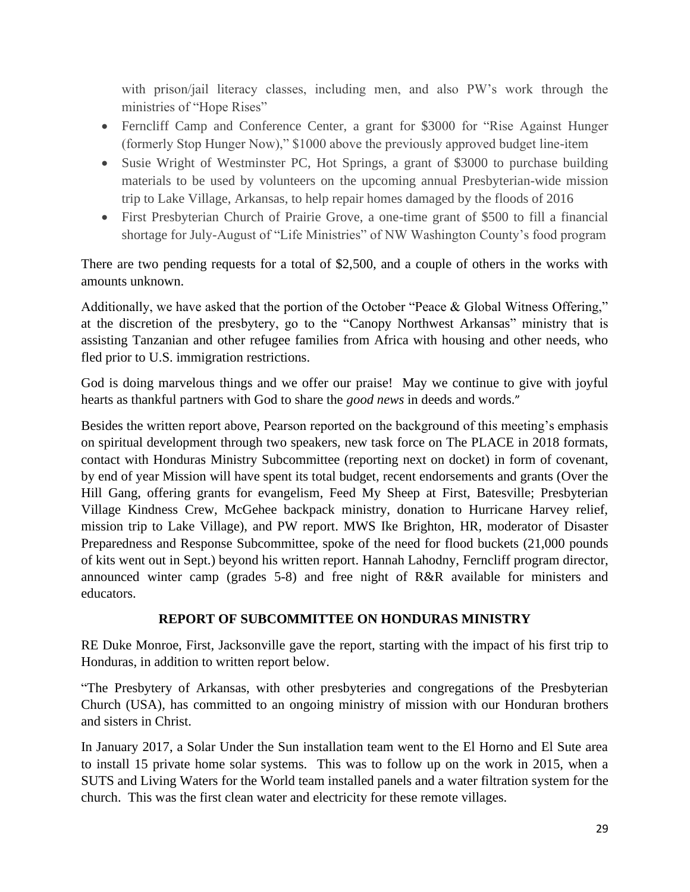with prison/jail literacy classes, including men, and also PW's work through the ministries of "Hope Rises"

- Ferncliff Camp and Conference Center, a grant for $3000 for "Rise Against Hunger (formerly Stop Hunger Now)," $1000 above the previously approved budget line-item
- Susie Wright of Westminster PC, Hot Springs, a grant of $3000 to purchase building materials to be used by volunteers on the upcoming annual Presbyterian-wide mission trip to Lake Village, Arkansas, to help repair homes damaged by the floods of 2016
- First Presbyterian Church of Prairie Grove, a one-time grant of $500 to fill a financial shortage for July-August of "Life Ministries" of NW Washington County's food program

There are two pending requests for a total of $2,500, and a couple of others in the works with amounts unknown.

Additionally, we have asked that the portion of the October "Peace & Global Witness Offering," at the discretion of the presbytery, go to the "Canopy Northwest Arkansas" ministry that is assisting Tanzanian and other refugee families from Africa with housing and other needs, who fled prior to U.S. immigration restrictions.

God is doing marvelous things and we offer our praise! May we continue to give with joyful hearts as thankful partners with God to share the *good news* in deeds and words."

Besides the written report above, Pearson reported on the background of this meeting's emphasis on spiritual development through two speakers, new task force on The PLACE in 2018 formats, contact with Honduras Ministry Subcommittee (reporting next on docket) in form of covenant, by end of year Mission will have spent its total budget, recent endorsements and grants (Over the Hill Gang, offering grants for evangelism, Feed My Sheep at First, Batesville; Presbyterian Village Kindness Crew, McGehee backpack ministry, donation to Hurricane Harvey relief, mission trip to Lake Village), and PW report. MWS Ike Brighton, HR, moderator of Disaster Preparedness and Response Subcommittee, spoke of the need for flood buckets (21,000 pounds of kits went out in Sept.) beyond his written report. Hannah Lahodny, Ferncliff program director, announced winter camp (grades 5-8) and free night of R&R available for ministers and educators.

## REPORT OF SUBCOMMITTEE ON HONDURAS MINISTRY

RE Duke Monroe, First, Jacksonville gave the report, starting with the impact of his first trip to Honduras, in addition to written report below.

"The Presbytery of Arkansas, with other presbyteries and congregations of the Presbyterian Church (USA), has committed to an ongoing ministry of mission with our Honduran brothers and sisters in Christ.

In January 2017, a Solar Under the Sun installation team went to the El Horno and El Sute area to install 15 private home solar systems. This was to follow up on the work in 2015, when a SUTS and Living Waters for the World team installed panels and a water filtration system for the church. This was the first clean water and electricity for these remote villages.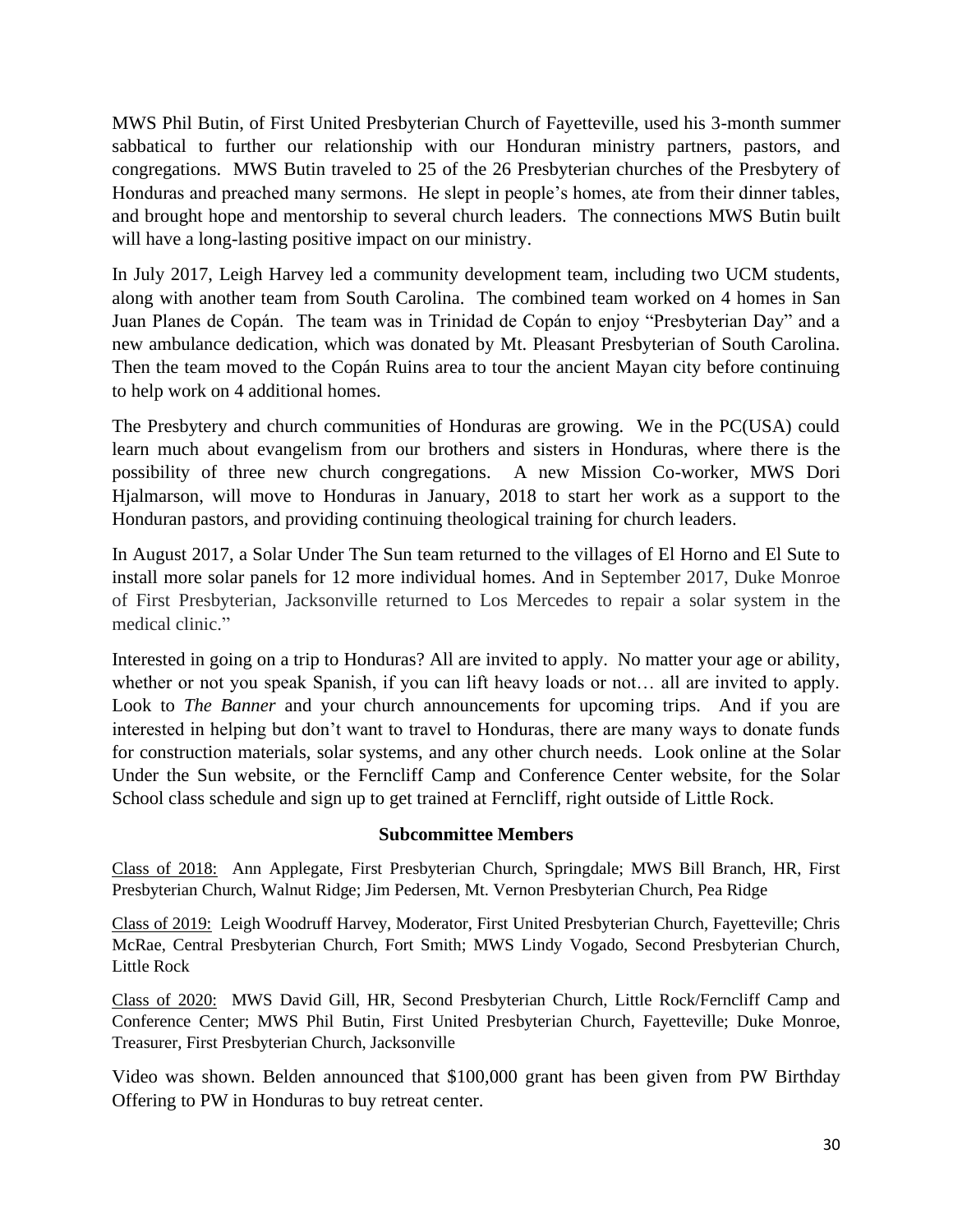MWS Phil Butin, of First United Presbyterian Church of Fayetteville, used his 3-month summer sabbatical to further our relationship with our Honduran ministry partners, pastors, and congregations. MWS Butin traveled to 25 of the 26 Presbyterian churches of the Presbytery of Honduras and preached many sermons. He slept in people's homes, ate from their dinner tables, and brought hope and mentorship to several church leaders. The connections MWS Butin built will have a long-lasting positive impact on our ministry.

In July 2017, Leigh Harvey led a community development team, including two UCM students, along with another team from South Carolina. The combined team worked on 4 homes in San Juan Planes de Copán. The team was in Trinidad de Copán to enjoy "Presbyterian Day" and a new ambulance dedication, which was donated by Mt. Pleasant Presbyterian of South Carolina. Then the team moved to the Copán Ruins area to tour the ancient Mayan city before continuing to help work on 4 additional homes.

The Presbytery and church communities of Honduras are growing. We in the PC(USA) could learn much about evangelism from our brothers and sisters in Honduras, where there is the possibility of three new church congregations. A new Mission Co-worker, MWS Dori Hjalmarson, will move to Honduras in January, 2018 to start her work as a support to the Honduran pastors, and providing continuing theological training for church leaders.

In August 2017, a Solar Under The Sun team returned to the villages of El Horno and El Sute to install more solar panels for 12 more individual homes. And in September 2017, Duke Monroe of First Presbyterian, Jacksonville returned to Los Mercedes to repair a solar system in the medical clinic."

Interested in going on a trip to Honduras? All are invited to apply. No matter your age or ability, whether or not you speak Spanish, if you can lift heavy loads or not… all are invited to apply. Look to *The Banner* and your church announcements for upcoming trips. And if you are interested in helping but don't want to travel to Honduras, there are many ways to donate funds for construction materials, solar systems, and any other church needs. Look online at the Solar Under the Sun website, or the Ferncliff Camp and Conference Center website, for the Solar School class schedule and sign up to get trained at Ferncliff, right outside of Little Rock.

**Subcommittee Members**

Class of 2018: Ann Applegate, First Presbyterian Church, Springdale; MWS Bill Branch, HR, First Presbyterian Church, Walnut Ridge; Jim Pedersen, Mt. Vernon Presbyterian Church, Pea Ridge

Class of 2019: Leigh Woodruff Harvey, Moderator, First United Presbyterian Church, Fayetteville; Chris McRae, Central Presbyterian Church, Fort Smith; MWS Lindy Vogado, Second Presbyterian Church, Little Rock

Class of 2020: MWS David Gill, HR, Second Presbyterian Church, Little Rock/Ferncliff Camp and Conference Center; MWS Phil Butin, First United Presbyterian Church, Fayetteville; Duke Monroe, Treasurer, First Presbyterian Church, Jacksonville

Video was shown. Belden announced that $100,000 grant has been given from PW Birthday Offering to PW in Honduras to buy retreat center.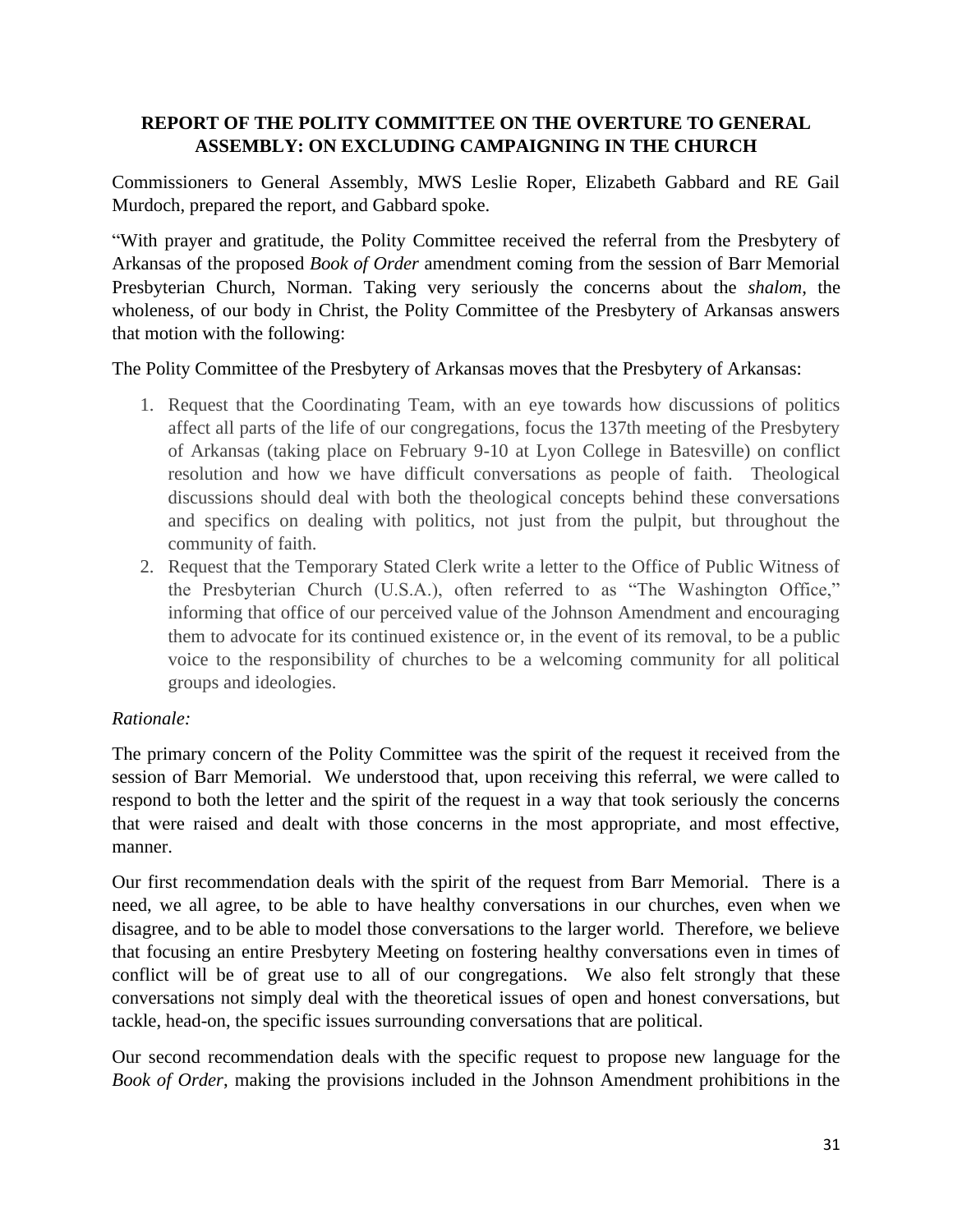**REPORT OF THE POLITY COMMITTEE ON THE OVERTURE TO GENERAL ASSEMBLY: ON EXCLUDING CAMPAIGNING IN THE CHURCH**

Commissioners to General Assembly, MWS Leslie Roper, Elizabeth Gabbard and RE Gail Murdoch, prepared the report, and Gabbard spoke.

"With prayer and gratitude, the Polity Committee received the referral from the Presbytery of Arkansas of the proposed *Book of Order* amendment coming from the session of Barr Memorial Presbyterian Church, Norman. Taking very seriously the concerns about the *shalom*, the wholeness, of our body in Christ, the Polity Committee of the Presbytery of Arkansas answers that motion with the following:

The Polity Committee of the Presbytery of Arkansas moves that the Presbytery of Arkansas:

1. Request that the Coordinating Team, with an eye towards how discussions of politics affect all parts of the life of our congregations, focus the 137th meeting of the Presbytery of Arkansas (taking place on February 9-10 at Lyon College in Batesville) on conflict resolution and how we have difficult conversations as people of faith. Theological discussions should deal with both the theological concepts behind these conversations and specifics on dealing with politics, not just from the pulpit, but throughout the community of faith.
2. Request that the Temporary Stated Clerk write a letter to the Office of Public Witness of the Presbyterian Church (U.S.A.), often referred to as "The Washington Office," informing that office of our perceived value of the Johnson Amendment and encouraging them to advocate for its continued existence or, in the event of its removal, to be a public voice to the responsibility of churches to be a welcoming community for all political groups and ideologies.

*Rationale:*

The primary concern of the Polity Committee was the spirit of the request it received from the session of Barr Memorial. We understood that, upon receiving this referral, we were called to respond to both the letter and the spirit of the request in a way that took seriously the concerns that were raised and dealt with those concerns in the most appropriate, and most effective, manner.

Our first recommendation deals with the spirit of the request from Barr Memorial. There is a need, we all agree, to be able to have healthy conversations in our churches, even when we disagree, and to be able to model those conversations to the larger world. Therefore, we believe that focusing an entire Presbytery Meeting on fostering healthy conversations even in times of conflict will be of great use to all of our congregations. We also felt strongly that these conversations not simply deal with the theoretical issues of open and honest conversations, but tackle, head-on, the specific issues surrounding conversations that are political.

Our second recommendation deals with the specific request to propose new language for the *Book of Order*, making the provisions included in the Johnson Amendment prohibitions in the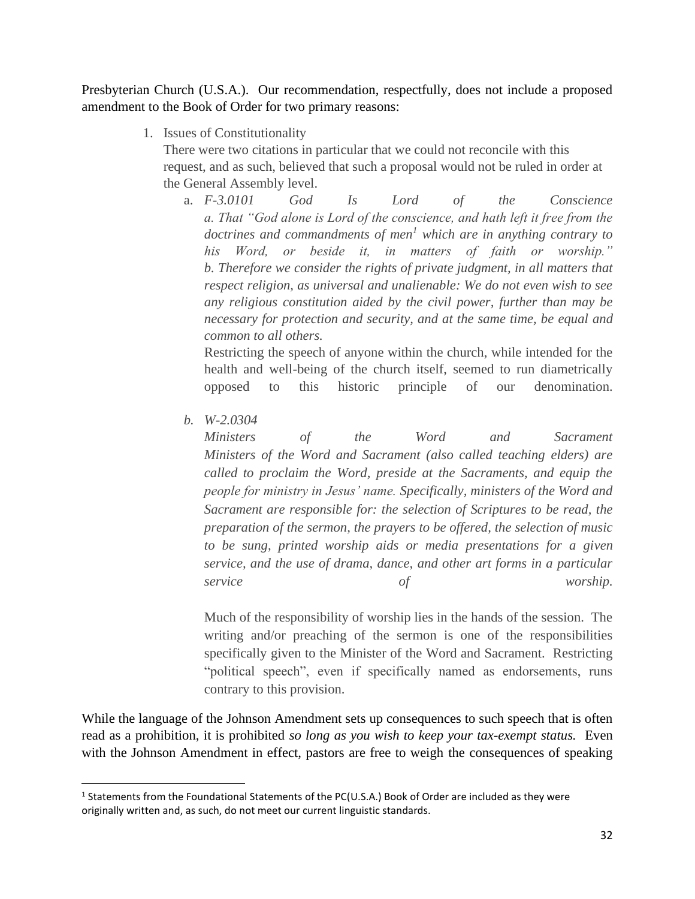Presbyterian Church (U.S.A.). Our recommendation, respectfully, does not include a proposed amendment to the Book of Order for two primary reasons:

1. Issues of Constitutionality

   There were two citations in particular that we could not reconcile with this request, and as such, believed that such a proposal would not be ruled in order at the General Assembly level.

   a. *F-3.0101 God Is Lord of the Conscience*
      *a. That "God alone is Lord of the conscience, and hath left it free from the doctrines and commandments of men*[1] *which are in anything contrary to his Word, or beside it, in matters of faith or worship."*
      *b. Therefore we consider the rights of private judgment, in all matters that respect religion, as universal and unalienable: We do not even wish to see any religious constitution aided by the civil power, further than may be necessary for protection and security, and at the same time, be equal and common to all others.*

      Restricting the speech of anyone within the church, while intended for the health and well-being of the church itself, seemed to run diametrically opposed to this historic principle of our denomination.

   b. *W-2.0304*
      *Ministers of the Word and Sacrament*
      *Ministers of the Word and Sacrament (also called teaching elders) are called to proclaim the Word, preside at the Sacraments, and equip the people for ministry in Jesus' name. Specifically, ministers of the Word and Sacrament are responsible for: the selection of Scriptures to be read, the preparation of the sermon, the prayers to be offered, the selection of music to be sung, printed worship aids or media presentations for a given service, and the use of drama, dance, and other art forms in a particular service of worship.*

      Much of the responsibility of worship lies in the hands of the session. The writing and/or preaching of the sermon is one of the responsibilities specifically given to the Minister of the Word and Sacrament. Restricting "political speech", even if specifically named as endorsements, runs contrary to this provision.

While the language of the Johnson Amendment sets up consequences to such speech that is often read as a prohibition, it is prohibited *so long as you wish to keep your tax-exempt status.* Even with the Johnson Amendment in effect, pastors are free to weigh the consequences of speaking

[1] Statements from the Foundational Statements of the PC(U.S.A.) Book of Order are included as they were originally written and, as such, do not meet our current linguistic standards.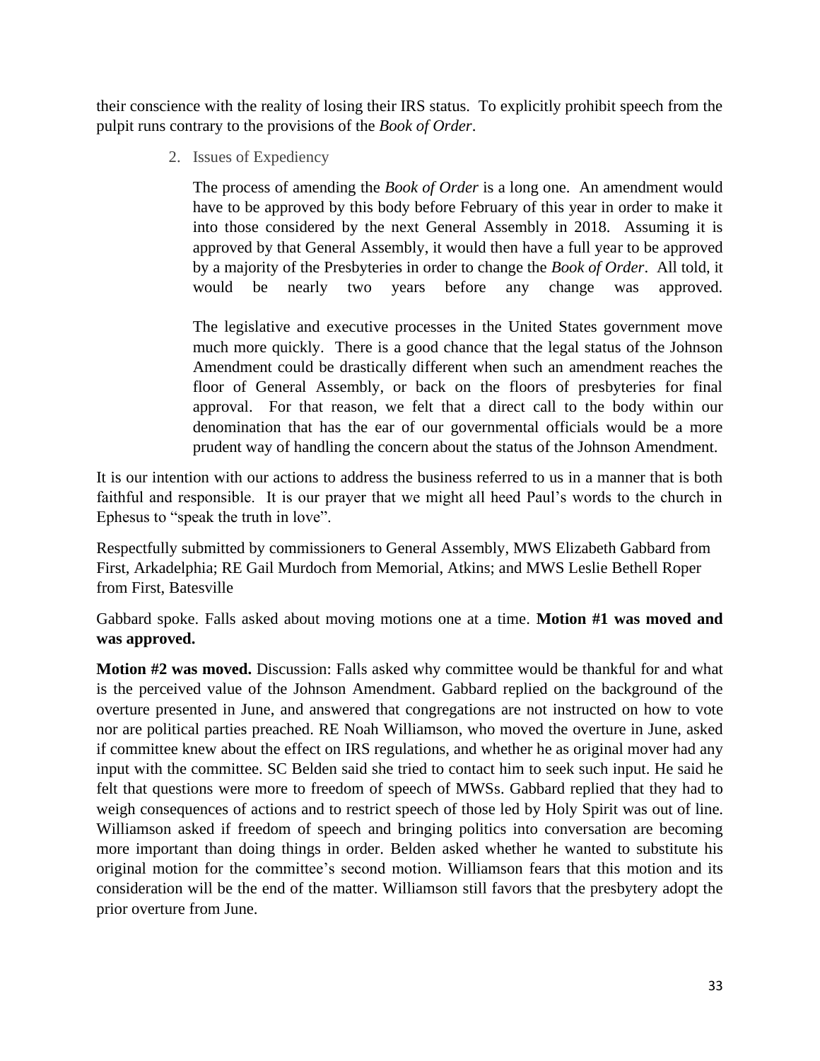their conscience with the reality of losing their IRS status. To explicitly prohibit speech from the pulpit runs contrary to the provisions of the *Book of Order*.

2. Issues of Expediency

   The process of amending the *Book of Order* is a long one. An amendment would have to be approved by this body before February of this year in order to make it into those considered by the next General Assembly in 2018. Assuming it is approved by that General Assembly, it would then have a full year to be approved by a majority of the Presbyteries in order to change the *Book of Order*. All told, it would be nearly two years before any change was approved.

   The legislative and executive processes in the United States government move much more quickly. There is a good chance that the legal status of the Johnson Amendment could be drastically different when such an amendment reaches the floor of General Assembly, or back on the floors of presbyteries for final approval. For that reason, we felt that a direct call to the body within our denomination that has the ear of our governmental officials would be a more prudent way of handling the concern about the status of the Johnson Amendment.

It is our intention with our actions to address the business referred to us in a manner that is both faithful and responsible. It is our prayer that we might all heed Paul's words to the church in Ephesus to "speak the truth in love".

Respectfully submitted by commissioners to General Assembly, MWS Elizabeth Gabbard from First, Arkadelphia; RE Gail Murdoch from Memorial, Atkins; and MWS Leslie Bethell Roper from First, Batesville

Gabbard spoke. Falls asked about moving motions one at a time. **Motion #1 was moved and was approved.**

**Motion #2 was moved.** Discussion: Falls asked why committee would be thankful for and what is the perceived value of the Johnson Amendment. Gabbard replied on the background of the overture presented in June, and answered that congregations are not instructed on how to vote nor are political parties preached. RE Noah Williamson, who moved the overture in June, asked if committee knew about the effect on IRS regulations, and whether he as original mover had any input with the committee. SC Belden said she tried to contact him to seek such input. He said he felt that questions were more to freedom of speech of MWSs. Gabbard replied that they had to weigh consequences of actions and to restrict speech of those led by Holy Spirit was out of line. Williamson asked if freedom of speech and bringing politics into conversation are becoming more important than doing things in order. Belden asked whether he wanted to substitute his original motion for the committee's second motion. Williamson fears that this motion and its consideration will be the end of the matter. Williamson still favors that the presbytery adopt the prior overture from June.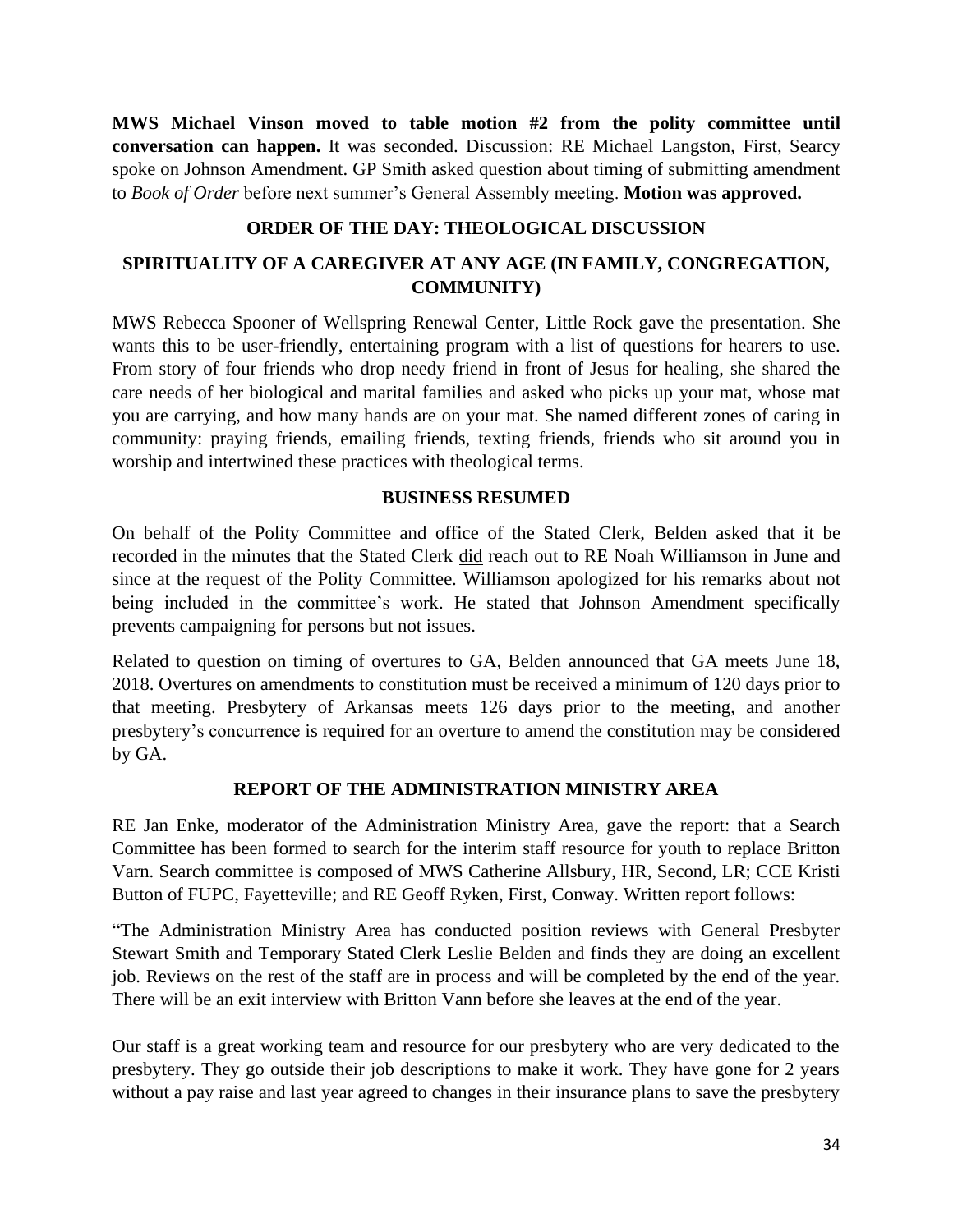**MWS Michael Vinson moved to table motion #2 from the polity committee until conversation can happen.** It was seconded. Discussion: RE Michael Langston, First, Searcy spoke on Johnson Amendment. GP Smith asked question about timing of submitting amendment to *Book of Order* before next summer's General Assembly meeting. **Motion was approved.**

## ORDER OF THE DAY: THEOLOGICAL DISCUSSION

## SPIRITUALITY OF A CAREGIVER AT ANY AGE (IN FAMILY, CONGREGATION, COMMUNITY)

MWS Rebecca Spooner of Wellspring Renewal Center, Little Rock gave the presentation. She wants this to be user-friendly, entertaining program with a list of questions for hearers to use. From story of four friends who drop needy friend in front of Jesus for healing, she shared the care needs of her biological and marital families and asked who picks up your mat, whose mat you are carrying, and how many hands are on your mat. She named different zones of caring in community: praying friends, emailing friends, texting friends, friends who sit around you in worship and intertwined these practices with theological terms.

## BUSINESS RESUMED

On behalf of the Polity Committee and office of the Stated Clerk, Belden asked that it be recorded in the minutes that the Stated Clerk <u>did</u> reach out to RE Noah Williamson in June and since at the request of the Polity Committee. Williamson apologized for his remarks about not being included in the committee's work. He stated that Johnson Amendment specifically prevents campaigning for persons but not issues.

Related to question on timing of overtures to GA, Belden announced that GA meets June 18, 2018. Overtures on amendments to constitution must be received a minimum of 120 days prior to that meeting. Presbytery of Arkansas meets 126 days prior to the meeting, and another presbytery's concurrence is required for an overture to amend the constitution may be considered by GA.

## REPORT OF THE ADMINISTRATION MINISTRY AREA

RE Jan Enke, moderator of the Administration Ministry Area, gave the report: that a Search Committee has been formed to search for the interim staff resource for youth to replace Britton Varn. Search committee is composed of MWS Catherine Allsbury, HR, Second, LR; CCE Kristi Button of FUPC, Fayetteville; and RE Geoff Ryken, First, Conway. Written report follows:

"The Administration Ministry Area has conducted position reviews with General Presbyter Stewart Smith and Temporary Stated Clerk Leslie Belden and finds they are doing an excellent job. Reviews on the rest of the staff are in process and will be completed by the end of the year. There will be an exit interview with Britton Vann before she leaves at the end of the year.

Our staff is a great working team and resource for our presbytery who are very dedicated to the presbytery. They go outside their job descriptions to make it work. They have gone for 2 years without a pay raise and last year agreed to changes in their insurance plans to save the presbytery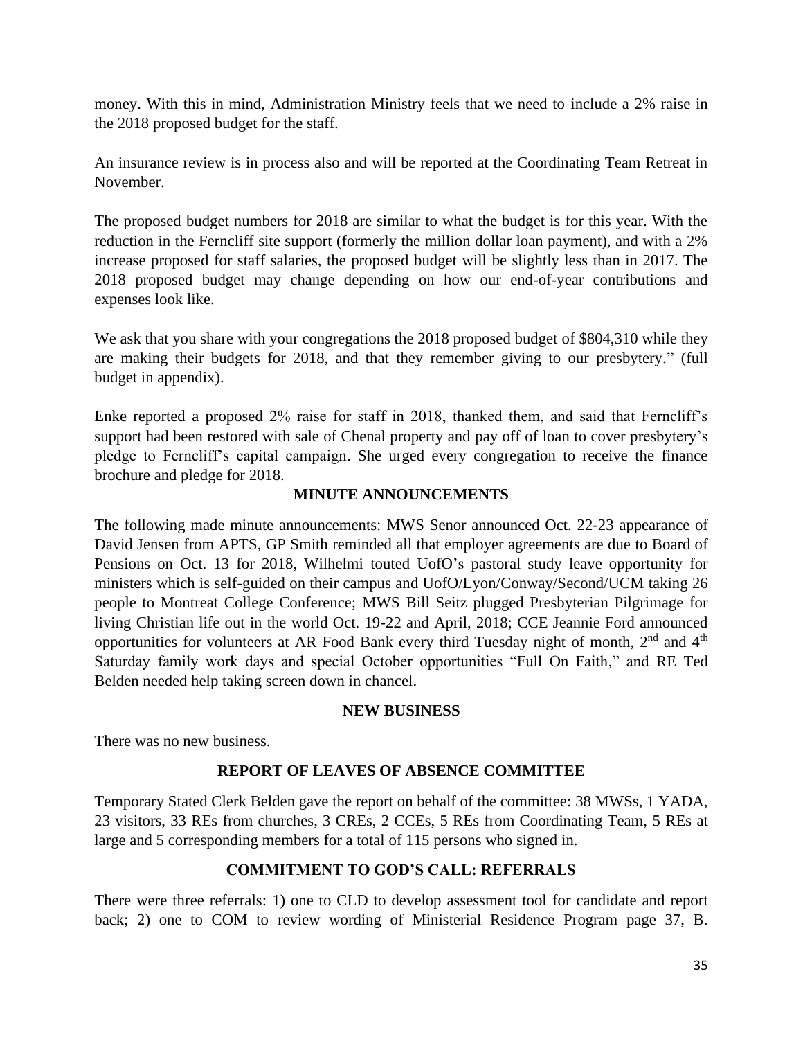money. With this in mind, Administration Ministry feels that we need to include a 2% raise in the 2018 proposed budget for the staff.

An insurance review is in process also and will be reported at the Coordinating Team Retreat in November.

The proposed budget numbers for 2018 are similar to what the budget is for this year. With the reduction in the Ferncliff site support (formerly the million dollar loan payment), and with a 2% increase proposed for staff salaries, the proposed budget will be slightly less than in 2017. The 2018 proposed budget may change depending on how our end-of-year contributions and expenses look like.

We ask that you share with your congregations the 2018 proposed budget of $804,310 while they are making their budgets for 2018, and that they remember giving to our presbytery." (full budget in appendix).

Enke reported a proposed 2% raise for staff in 2018, thanked them, and said that Ferncliff's support had been restored with sale of Chenal property and pay off of loan to cover presbytery's pledge to Ferncliff's capital campaign. She urged every congregation to receive the finance brochure and pledge for 2018.

## MINUTE ANNOUNCEMENTS

The following made minute announcements: MWS Senor announced Oct. 22-23 appearance of David Jensen from APTS, GP Smith reminded all that employer agreements are due to Board of Pensions on Oct. 13 for 2018, Wilhelmi touted UofO's pastoral study leave opportunity for ministers which is self-guided on their campus and UofO/Lyon/Conway/Second/UCM taking 26 people to Montreat College Conference; MWS Bill Seitz plugged Presbyterian Pilgrimage for living Christian life out in the world Oct. 19-22 and April, 2018; CCE Jeannie Ford announced opportunities for volunteers at AR Food Bank every third Tuesday night of month, 2nd and 4th Saturday family work days and special October opportunities "Full On Faith," and RE Ted Belden needed help taking screen down in chancel.

## NEW BUSINESS

There was no new business.

## REPORT OF LEAVES OF ABSENCE COMMITTEE

Temporary Stated Clerk Belden gave the report on behalf of the committee: 38 MWSs, 1 YADA, 23 visitors, 33 REs from churches, 3 CREs, 2 CCEs, 5 REs from Coordinating Team, 5 REs at large and 5 corresponding members for a total of 115 persons who signed in.

## COMMITMENT TO GOD'S CALL: REFERRALS

There were three referrals: 1) one to CLD to develop assessment tool for candidate and report back; 2) one to COM to review wording of Ministerial Residence Program page 37, B.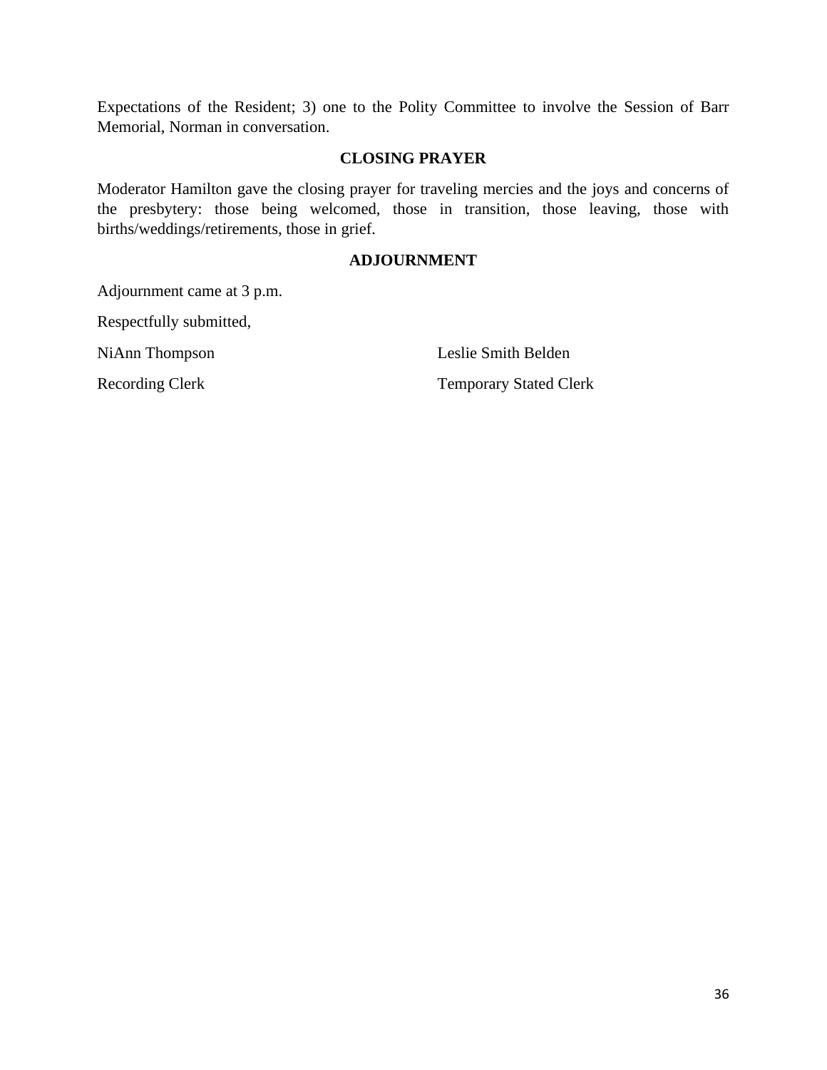Expectations of the Resident; 3) one to the Polity Committee to involve the Session of Barr Memorial, Norman in conversation.

## CLOSING PRAYER

Moderator Hamilton gave the closing prayer for traveling mercies and the joys and concerns of the presbytery: those being welcomed, those in transition, those leaving, those with births/weddings/retirements, those in grief.

## ADJOURNMENT

Adjournment came at 3 p.m.

Respectfully submitted,

| | |
|---|---|
| NiAnn Thompson | Leslie Smith Belden |
| Recording Clerk | Temporary Stated Clerk |